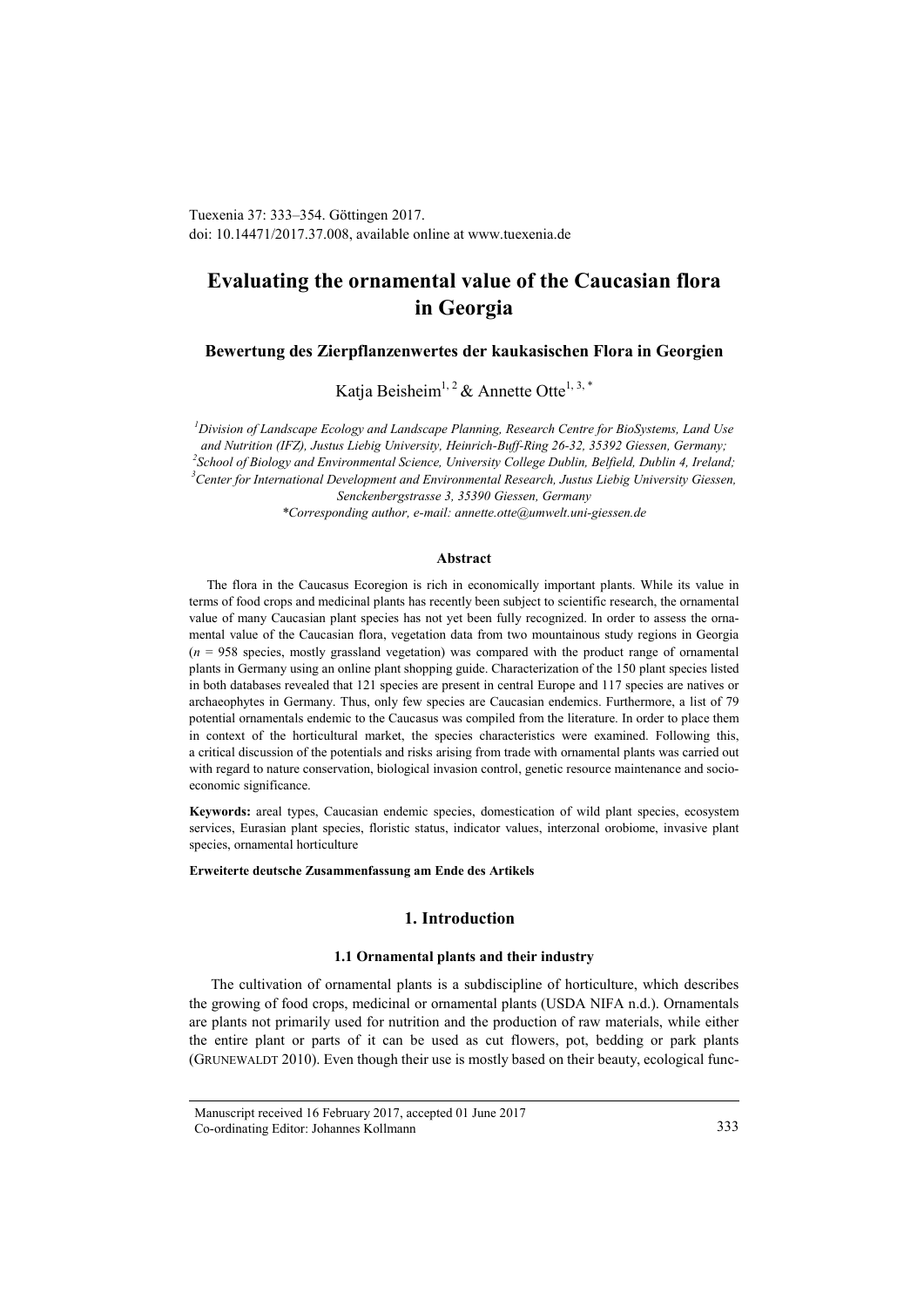Tuexenia 37: 333–354. Göttingen 2017.
doi: 10.14471/2017.37.008, available online at www.tuexenia.de

# Evaluating the ornamental value of the Caucasian flora in Georgia

### Bewertung des Zierpflanzenwertes der kaukasischen Flora in Georgien

Katja Beisheim[1, 2] & Annette Otte[1, 3, *]

[1]*Division of Landscape Ecology and Landscape Planning, Research Centre for BioSystems, Land Use and Nutrition (IFZ), Justus Liebig University, Heinrich-Buff-Ring 26-32, 35392 Giessen, Germany;*
[2]*School of Biology and Environmental Science, University College Dublin, Belfield, Dublin 4, Ireland;*
[3]*Center for International Development and Environmental Research, Justus Liebig University Giessen, Senckenbergstrasse 3, 35390 Giessen, Germany*
*\*Corresponding author, e-mail: annette.otte@umwelt.uni-giessen.de*

#### Abstract

The flora in the Caucasus Ecoregion is rich in economically important plants. While its value in terms of food crops and medicinal plants has recently been subject to scientific research, the ornamental value of many Caucasian plant species has not yet been fully recognized. In order to assess the ornamental value of the Caucasian flora, vegetation data from two mountainous study regions in Georgia ($n = 958$ species, mostly grassland vegetation) was compared with the product range of ornamental plants in Germany using an online plant shopping guide. Characterization of the 150 plant species listed in both databases revealed that 121 species are present in central Europe and 117 species are natives or archaeophytes in Germany. Thus, only few species are Caucasian endemics. Furthermore, a list of 79 potential ornamentals endemic to the Caucasus was compiled from the literature. In order to place them in context of the horticultural market, the species characteristics were examined. Following this, a critical discussion of the potentials and risks arising from trade with ornamental plants was carried out with regard to nature conservation, biological invasion control, genetic resource maintenance and socio-economic significance.

**Keywords:** areal types, Caucasian endemic species, domestication of wild plant species, ecosystem services, Eurasian plant species, floristic status, indicator values, interzonal orobiome, invasive plant species, ornamental horticulture

**Erweiterte deutsche Zusammenfassung am Ende des Artikels**

## 1. Introduction

### 1.1 Ornamental plants and their industry

The cultivation of ornamental plants is a subdiscipline of horticulture, which describes the growing of food crops, medicinal or ornamental plants (USDA NIFA n.d.). Ornamentals are plants not primarily used for nutrition and the production of raw materials, while either the entire plant or parts of it can be used as cut flowers, pot, bedding or park plants (Grunewaldt 2010). Even though their use is mostly based on their beauty, ecological func-

Manuscript received 16 February 2017, accepted 01 June 2017
Co-ordinating Editor: Johannes Kollmann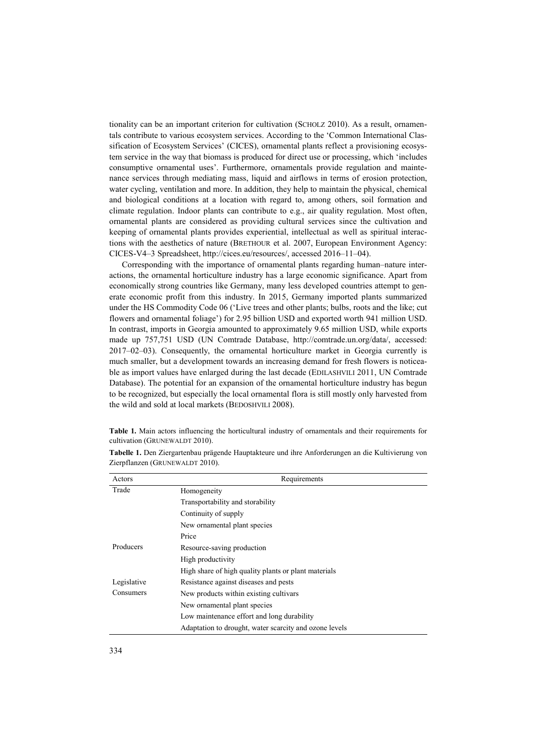tionality can be an important criterion for cultivation (SCHOLZ 2010). As a result, ornamentals contribute to various ecosystem services. According to the 'Common International Classification of Ecosystem Services' (CICES), ornamental plants reflect a provisioning ecosystem service in the way that biomass is produced for direct use or processing, which 'includes consumptive ornamental uses'. Furthermore, ornamentals provide regulation and maintenance services through mediating mass, liquid and airflows in terms of erosion protection, water cycling, ventilation and more. In addition, they help to maintain the physical, chemical and biological conditions at a location with regard to, among others, soil formation and climate regulation. Indoor plants can contribute to e.g., air quality regulation. Most often, ornamental plants are considered as providing cultural services since the cultivation and keeping of ornamental plants provides experiential, intellectual as well as spiritual interactions with the aesthetics of nature (BRETHOUR et al. 2007, European Environment Agency: CICES-V4–3 Spreadsheet, http://cices.eu/resources/, accessed 2016–11–04).

Corresponding with the importance of ornamental plants regarding human–nature interactions, the ornamental horticulture industry has a large economic significance. Apart from economically strong countries like Germany, many less developed countries attempt to generate economic profit from this industry. In 2015, Germany imported plants summarized under the HS Commodity Code 06 ('Live trees and other plants; bulbs, roots and the like; cut flowers and ornamental foliage') for 2.95 billion USD and exported worth 941 million USD. In contrast, imports in Georgia amounted to approximately 9.65 million USD, while exports made up 757,751 USD (UN Comtrade Database, http://comtrade.un.org/data/, accessed: 2017–02–03). Consequently, the ornamental horticulture market in Georgia currently is much smaller, but a development towards an increasing demand for fresh flowers is noticeable as import values have enlarged during the last decade (EDILASHVILI 2011, UN Comtrade Database). The potential for an expansion of the ornamental horticulture industry has begun to be recognized, but especially the local ornamental flora is still mostly only harvested from the wild and sold at local markets (BEDOSHVILI 2008).

**Table 1.** Main actors influencing the horticultural industry of ornamentals and their requirements for cultivation (GRUNEWALDT 2010).

**Tabelle 1.** Den Ziergartenbau prägende Hauptakteure und ihre Anforderungen an die Kultivierung von Zierpflanzen (GRUNEWALDT 2010).

| Actors | Requirements |
|---|---|
| Trade | Homogeneity |
| | Transportability and storability |
| | Continuity of supply |
| | New ornamental plant species |
| | Price |
| Producers | Resource-saving production |
| | High productivity |
| | High share of high quality plants or plant materials |
| Legislative | Resistance against diseases and pests |
| Consumers | New products within existing cultivars |
| | New ornamental plant species |
| | Low maintenance effort and long durability |
| | Adaptation to drought, water scarcity and ozone levels |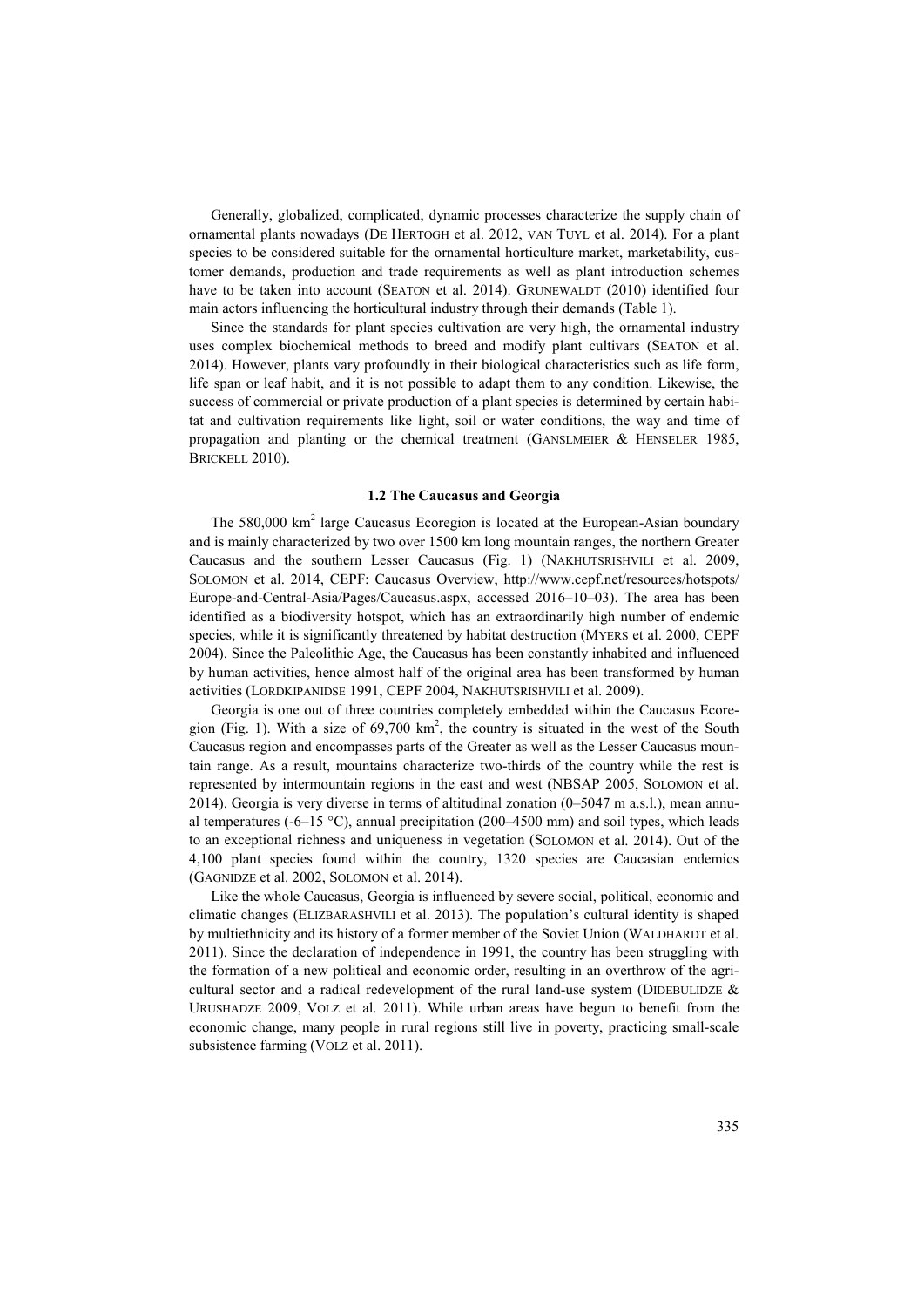Generally, globalized, complicated, dynamic processes characterize the supply chain of ornamental plants nowadays (De Hertogh et al. 2012, van Tuyl et al. 2014). For a plant species to be considered suitable for the ornamental horticulture market, marketability, customer demands, production and trade requirements as well as plant introduction schemes have to be taken into account (Seaton et al. 2014). Grunewaldt (2010) identified four main actors influencing the horticultural industry through their demands (Table 1).

Since the standards for plant species cultivation are very high, the ornamental industry uses complex biochemical methods to breed and modify plant cultivars (Seaton et al. 2014). However, plants vary profoundly in their biological characteristics such as life form, life span or leaf habit, and it is not possible to adapt them to any condition. Likewise, the success of commercial or private production of a plant species is determined by certain habitat and cultivation requirements like light, soil or water conditions, the way and time of propagation and planting or the chemical treatment (Ganslmeier & Henseler 1985, Brickell 2010).

### 1.2 The Caucasus and Georgia

The 580,000 km$^2$ large Caucasus Ecoregion is located at the European-Asian boundary and is mainly characterized by two over 1500 km long mountain ranges, the northern Greater Caucasus and the southern Lesser Caucasus (Fig. 1) (Nakhutsrishvili et al. 2009, Solomon et al. 2014, CEPF: Caucasus Overview, http://www.cepf.net/resources/hotspots/Europe-and-Central-Asia/Pages/Caucasus.aspx, accessed 2016–10–03). The area has been identified as a biodiversity hotspot, which has an extraordinarily high number of endemic species, while it is significantly threatened by habitat destruction (Myers et al. 2000, CEPF 2004). Since the Paleolithic Age, the Caucasus has been constantly inhabited and influenced by human activities, hence almost half of the original area has been transformed by human activities (Lordkipanidse 1991, CEPF 2004, Nakhutsrishvili et al. 2009).

Georgia is one out of three countries completely embedded within the Caucasus Ecoregion (Fig. 1). With a size of 69,700 km$^2$, the country is situated in the west of the South Caucasus region and encompasses parts of the Greater as well as the Lesser Caucasus mountain range. As a result, mountains characterize two-thirds of the country while the rest is represented by intermountain regions in the east and west (NBSAP 2005, Solomon et al. 2014). Georgia is very diverse in terms of altitudinal zonation (0–5047 m a.s.l.), mean annual temperatures (-6–15 °C), annual precipitation (200–4500 mm) and soil types, which leads to an exceptional richness and uniqueness in vegetation (Solomon et al. 2014). Out of the 4,100 plant species found within the country, 1320 species are Caucasian endemics (Gagnidze et al. 2002, Solomon et al. 2014).

Like the whole Caucasus, Georgia is influenced by severe social, political, economic and climatic changes (Elizbarashvili et al. 2013). The population's cultural identity is shaped by multiethnicity and its history of a former member of the Soviet Union (Waldhardt et al. 2011). Since the declaration of independence in 1991, the country has been struggling with the formation of a new political and economic order, resulting in an overthrow of the agricultural sector and a radical redevelopment of the rural land-use system (Didebulidze & Urushadze 2009, Volz et al. 2011). While urban areas have begun to benefit from the economic change, many people in rural regions still live in poverty, practicing small-scale subsistence farming (Volz et al. 2011).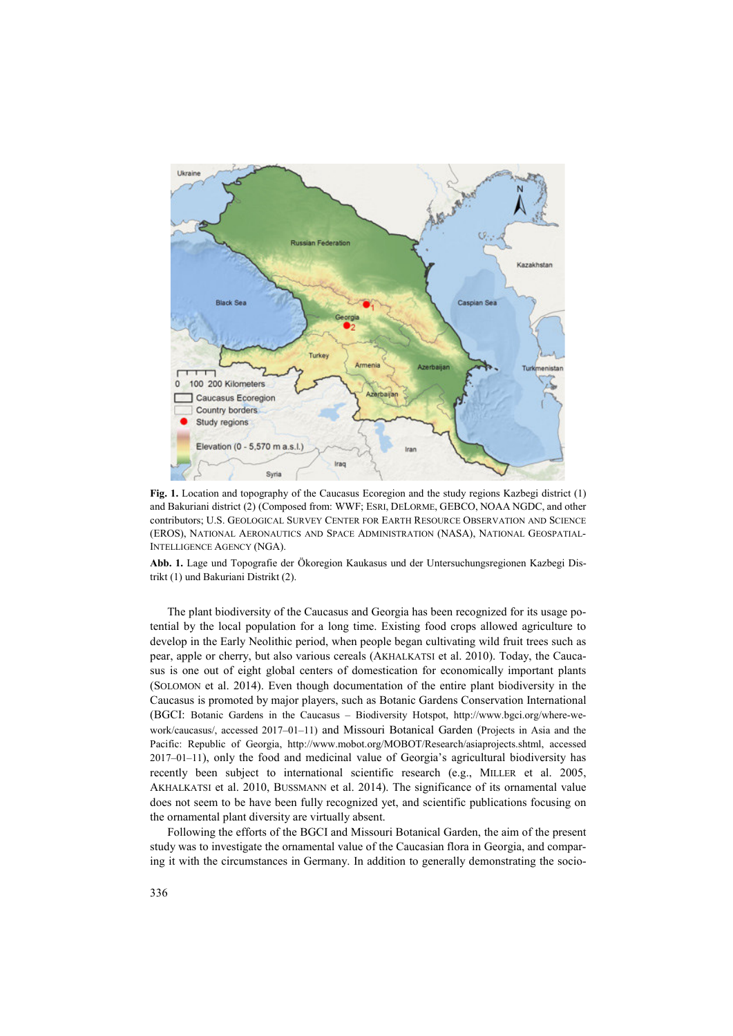**Fig. 1.** Location and topography of the Caucasus Ecoregion and the study regions Kazbegi district (1) and Bakuriani district (2) (Composed from: WWF; ESRI, DELORME, GEBCO, NOAA NGDC, and other contributors; U.S. GEOLOGICAL SURVEY CENTER FOR EARTH RESOURCE OBSERVATION AND SCIENCE (EROS), NATIONAL AERONAUTICS AND SPACE ADMINISTRATION (NASA), NATIONAL GEOSPATIAL-INTELLIGENCE AGENCY (NGA).

**Abb. 1.** Lage und Topografie der Ökoregion Kaukasus und der Untersuchungsregionen Kazbegi Distrikt (1) und Bakuriani Distrikt (2).

The plant biodiversity of the Caucasus and Georgia has been recognized for its usage potential by the local population for a long time. Existing food crops allowed agriculture to develop in the Early Neolithic period, when people began cultivating wild fruit trees such as pear, apple or cherry, but also various cereals (AKHALKATSI et al. 2010). Today, the Caucasus is one out of eight global centers of domestication for economically important plants (SOLOMON et al. 2014). Even though documentation of the entire plant biodiversity in the Caucasus is promoted by major players, such as Botanic Gardens Conservation International (BGCI: Botanic Gardens in the Caucasus – Biodiversity Hotspot, http://www.bgci.org/where-we-work/caucasus/, accessed 2017–01–11) and Missouri Botanical Garden (Projects in Asia and the Pacific: Republic of Georgia, http://www.mobot.org/MOBOT/Research/asiaprojects.shtml, accessed 2017–01–11), only the food and medicinal value of Georgia's agricultural biodiversity has recently been subject to international scientific research (e.g., MILLER et al. 2005, AKHALKATSI et al. 2010, BUSSMANN et al. 2014). The significance of its ornamental value does not seem to be have been fully recognized yet, and scientific publications focusing on the ornamental plant diversity are virtually absent.

Following the efforts of the BGCI and Missouri Botanical Garden, the aim of the present study was to investigate the ornamental value of the Caucasian flora in Georgia, and comparing it with the circumstances in Germany. In addition to generally demonstrating the socio-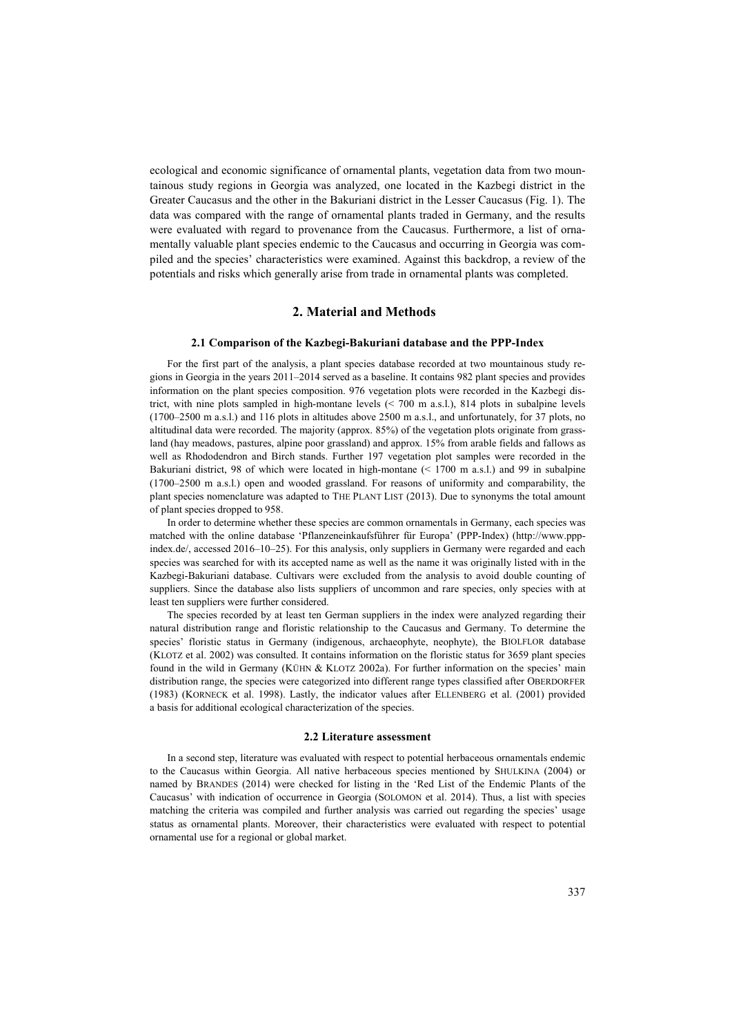ecological and economic significance of ornamental plants, vegetation data from two mountainous study regions in Georgia was analyzed, one located in the Kazbegi district in the Greater Caucasus and the other in the Bakuriani district in the Lesser Caucasus (Fig. 1). The data was compared with the range of ornamental plants traded in Germany, and the results were evaluated with regard to provenance from the Caucasus. Furthermore, a list of ornamentally valuable plant species endemic to the Caucasus and occurring in Georgia was compiled and the species' characteristics were examined. Against this backdrop, a review of the potentials and risks which generally arise from trade in ornamental plants was completed.

## 2. Material and Methods

### 2.1 Comparison of the Kazbegi-Bakuriani database and the PPP-Index

For the first part of the analysis, a plant species database recorded at two mountainous study regions in Georgia in the years 2011–2014 served as a baseline. It contains 982 plant species and provides information on the plant species composition. 976 vegetation plots were recorded in the Kazbegi district, with nine plots sampled in high-montane levels (< 700 m a.s.l.), 814 plots in subalpine levels (1700–2500 m a.s.l.) and 116 plots in altitudes above 2500 m a.s.l., and unfortunately, for 37 plots, no altitudinal data were recorded. The majority (approx. 85%) of the vegetation plots originate from grassland (hay meadows, pastures, alpine poor grassland) and approx. 15% from arable fields and fallows as well as Rhododendron and Birch stands. Further 197 vegetation plot samples were recorded in the Bakuriani district, 98 of which were located in high-montane (< 1700 m a.s.l.) and 99 in subalpine (1700–2500 m a.s.l.) open and wooded grassland. For reasons of uniformity and comparability, the plant species nomenclature was adapted to THE PLANT LIST (2013). Due to synonyms the total amount of plant species dropped to 958.

In order to determine whether these species are common ornamentals in Germany, each species was matched with the online database 'Pflanzeneinkaufsführer für Europa' (PPP-Index) (http://www.ppp-index.de/, accessed 2016–10–25). For this analysis, only suppliers in Germany were regarded and each species was searched for with its accepted name as well as the name it was originally listed with in the Kazbegi-Bakuriani database. Cultivars were excluded from the analysis to avoid double counting of suppliers. Since the database also lists suppliers of uncommon and rare species, only species with at least ten suppliers were further considered.

The species recorded by at least ten German suppliers in the index were analyzed regarding their natural distribution range and floristic relationship to the Caucasus and Germany. To determine the species' floristic status in Germany (indigenous, archaeophyte, neophyte), the BIOLFLOR database (KLOTZ et al. 2002) was consulted. It contains information on the floristic status for 3659 plant species found in the wild in Germany (KÜHN & KLOTZ 2002a). For further information on the species' main distribution range, the species were categorized into different range types classified after OBERDORFER (1983) (KORNECK et al. 1998). Lastly, the indicator values after ELLENBERG et al. (2001) provided a basis for additional ecological characterization of the species.

### 2.2 Literature assessment

In a second step, literature was evaluated with respect to potential herbaceous ornamentals endemic to the Caucasus within Georgia. All native herbaceous species mentioned by SHULKINA (2004) or named by BRANDES (2014) were checked for listing in the 'Red List of the Endemic Plants of the Caucasus' with indication of occurrence in Georgia (SOLOMON et al. 2014). Thus, a list with species matching the criteria was compiled and further analysis was carried out regarding the species' usage status as ornamental plants. Moreover, their characteristics were evaluated with respect to potential ornamental use for a regional or global market.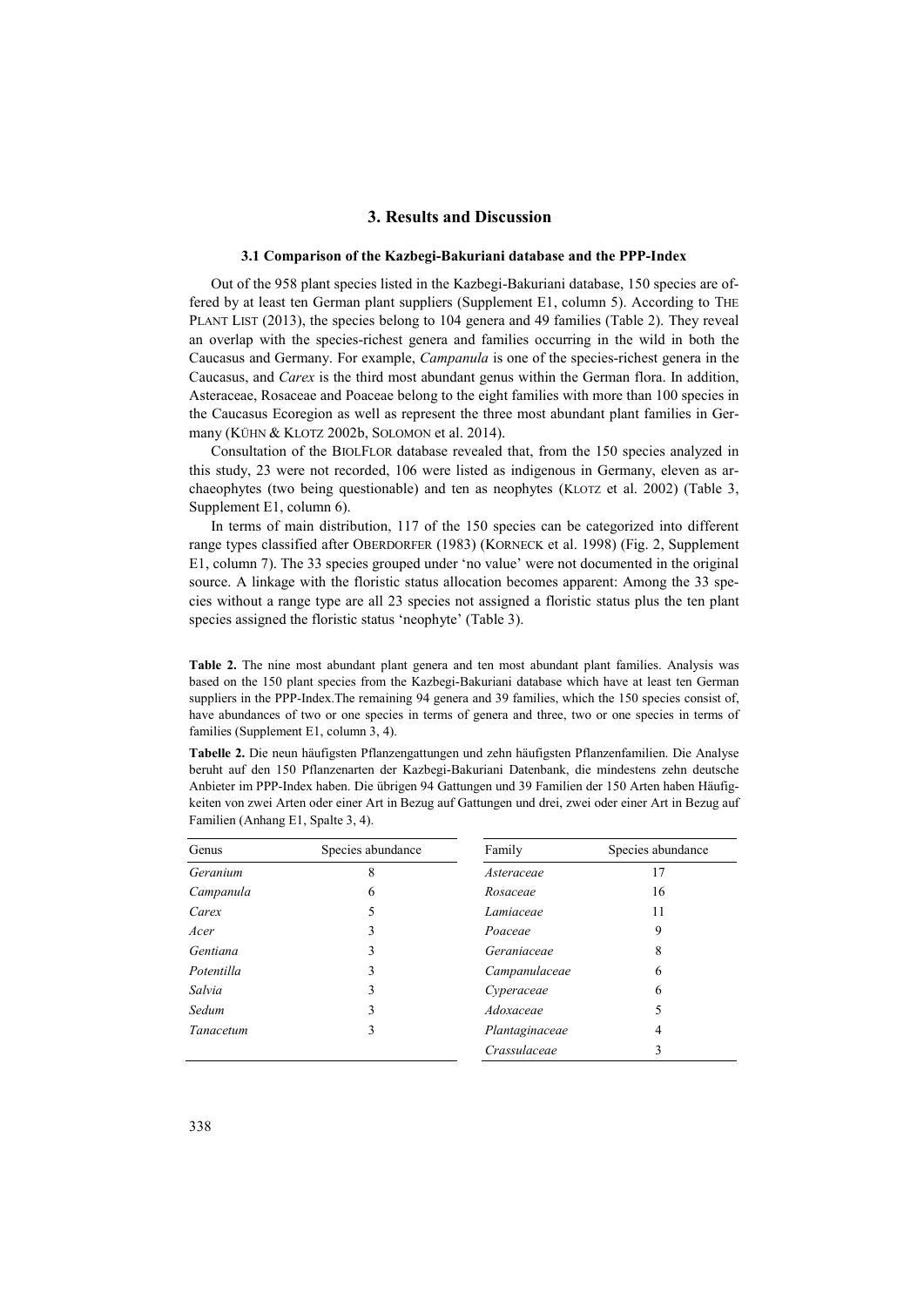# 3. Results and Discussion

## 3.1 Comparison of the Kazbegi-Bakuriani database and the PPP-Index

Out of the 958 plant species listed in the Kazbegi-Bakuriani database, 150 species are offered by at least ten German plant suppliers (Supplement E1, column 5). According to THE PLANT LIST (2013), the species belong to 104 genera and 49 families (Table 2). They reveal an overlap with the species-richest genera and families occurring in the wild in both the Caucasus and Germany. For example, *Campanula* is one of the species-richest genera in the Caucasus, and *Carex* is the third most abundant genus within the German flora. In addition, Asteraceae, Rosaceae and Poaceae belong to the eight families with more than 100 species in the Caucasus Ecoregion as well as represent the three most abundant plant families in Germany (KÜHN & KLOTZ 2002b, SOLOMON et al. 2014).

Consultation of the BIOLFLOR database revealed that, from the 150 species analyzed in this study, 23 were not recorded, 106 were listed as indigenous in Germany, eleven as archaeophytes (two being questionable) and ten as neophytes (KLOTZ et al. 2002) (Table 3, Supplement E1, column 6).

In terms of main distribution, 117 of the 150 species can be categorized into different range types classified after OBERDORFER (1983) (KORNECK et al. 1998) (Fig. 2, Supplement E1, column 7). The 33 species grouped under 'no value' were not documented in the original source. A linkage with the floristic status allocation becomes apparent: Among the 33 species without a range type are all 23 species not assigned a floristic status plus the ten plant species assigned the floristic status 'neophyte' (Table 3).

**Table 2.** The nine most abundant plant genera and ten most abundant plant families. Analysis was based on the 150 plant species from the Kazbegi-Bakuriani database which have at least ten German suppliers in the PPP-Index.The remaining 94 genera and 39 families, which the 150 species consist of, have abundances of two or one species in terms of genera and three, two or one species in terms of families (Supplement E1, column 3, 4).

**Tabelle 2.** Die neun häufigsten Pflanzengattungen und zehn häufigsten Pflanzenfamilien. Die Analyse beruht auf den 150 Pflanzenarten der Kazbegi-Bakuriani Datenbank, die mindestens zehn deutsche Anbieter im PPP-Index haben. Die übrigen 94 Gattungen und 39 Familien der 150 Arten haben Häufigkeiten von zwei Arten oder einer Art in Bezug auf Gattungen und drei, zwei oder einer Art in Bezug auf Familien (Anhang E1, Spalte 3, 4).

| Genus | Species abundance |
|---|---|
| *Geranium* | 8 |
| *Campanula* | 6 |
| *Carex* | 5 |
| *Acer* | 3 |
| *Gentiana* | 3 |
| *Potentilla* | 3 |
| *Salvia* | 3 |
| *Sedum* | 3 |
| *Tanacetum* | 3 |

| Family | Species abundance |
|---|---|
| *Asteraceae* | 17 |
| *Rosaceae* | 16 |
| *Lamiaceae* | 11 |
| *Poaceae* | 9 |
| *Geraniaceae* | 8 |
| *Campanulaceae* | 6 |
| *Cyperaceae* | 6 |
| *Adoxaceae* | 5 |
| *Plantaginaceae* | 4 |
| *Crassulaceae* | 3 |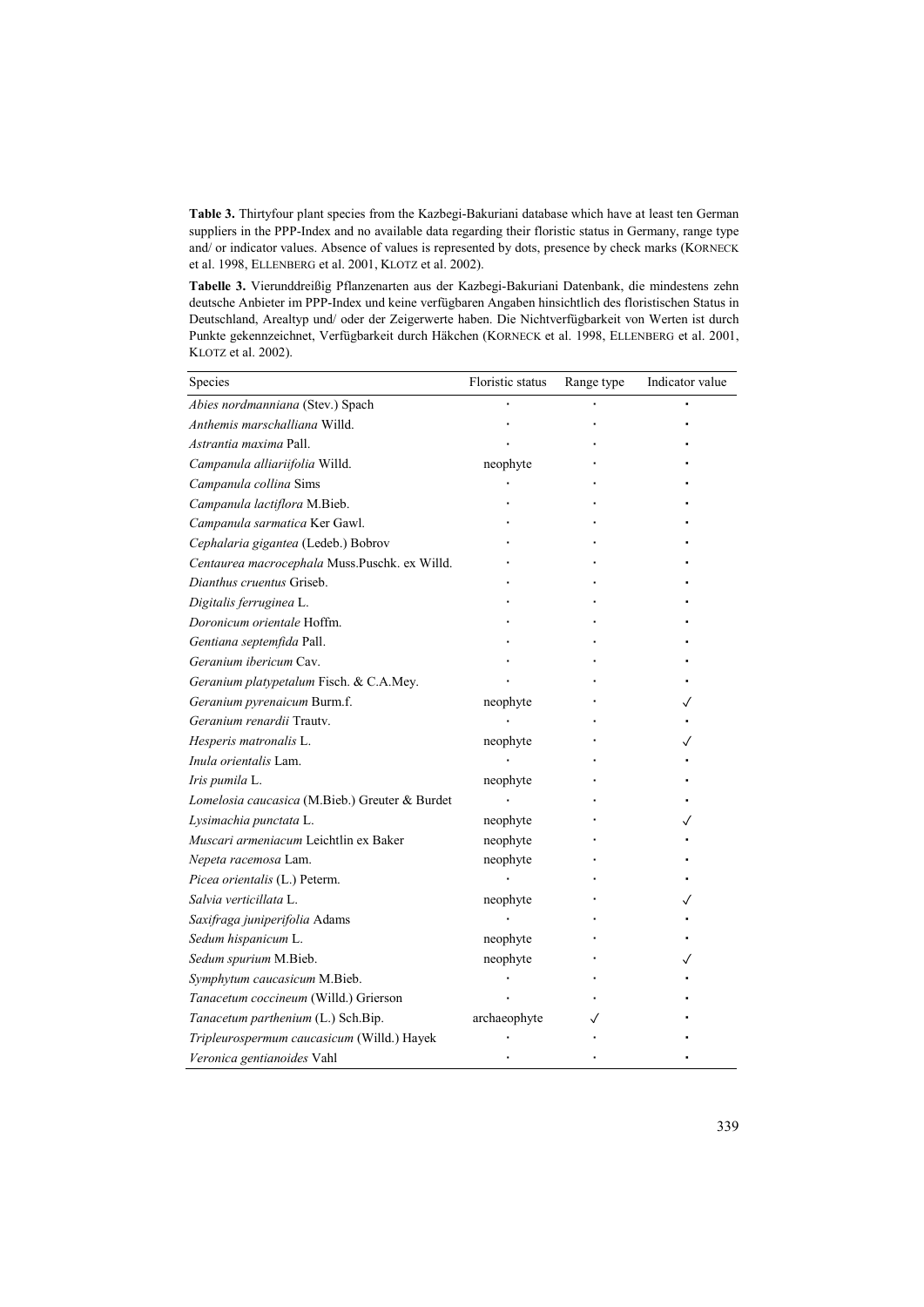**Table 3.** Thirtyfour plant species from the Kazbegi-Bakuriani database which have at least ten German suppliers in the PPP-Index and no available data regarding their floristic status in Germany, range type and/ or indicator values. Absence of values is represented by dots, presence by check marks (KORNECK et al. 1998, ELLENBERG et al. 2001, KLOTZ et al. 2002).

**Tabelle 3.** Vierunddreißig Pflanzenarten aus der Kazbegi-Bakuriani Datenbank, die mindestens zehn deutsche Anbieter im PPP-Index und keine verfügbaren Angaben hinsichtlich des floristischen Status in Deutschland, Arealtyp und/ oder der Zeigerwerte haben. Die Nichtverfügbarkeit von Werten ist durch Punkte gekennzeichnet, Verfügbarkeit durch Häkchen (KORNECK et al. 1998, ELLENBERG et al. 2001, KLOTZ et al. 2002).

| Species | Floristic status | Range type | Indicator value |
|---|---|---|---|
| *Abies nordmanniana* (Stev.) Spach | · | · | · |
| *Anthemis marschalliana* Willd. | · | · | · |
| *Astrantia maxima* Pall. | · | · | · |
| *Campanula alliariifolia* Willd. | neophyte | · | · |
| *Campanula collina* Sims | · | · | · |
| *Campanula lactiflora* M.Bieb. | · | · | · |
| *Campanula sarmatica* Ker Gawl. | · | · | · |
| *Cephalaria gigantea* (Ledeb.) Bobrov | · | · | · |
| *Centaurea macrocephala* Muss.Puschk. ex Willd. | · | · | · |
| *Dianthus cruentus* Griseb. | · | · | · |
| *Digitalis ferruginea* L. | · | · | · |
| *Doronicum orientale* Hoffm. | · | · | · |
| *Gentiana septemfida* Pall. | · | · | · |
| *Geranium ibericum* Cav. | · | · | · |
| *Geranium platypetalum* Fisch. & C.A.Mey. | · | · | · |
| *Geranium pyrenaicum* Burm.f. | neophyte | · | ✓ |
| *Geranium renardii* Trautv. | · | · | · |
| *Hesperis matronalis* L. | neophyte | · | ✓ |
| *Inula orientalis* Lam. | · | · | · |
| *Iris pumila* L. | neophyte | · | · |
| *Lomelosia caucasica* (M.Bieb.) Greuter & Burdet | · | · | · |
| *Lysimachia punctata* L. | neophyte | · | ✓ |
| *Muscari armeniacum* Leichtlin ex Baker | neophyte | · | · |
| *Nepeta racemosa* Lam. | neophyte | · | · |
| *Picea orientalis* (L.) Peterm. | · | · | · |
| *Salvia verticillata* L. | neophyte | · | ✓ |
| *Saxifraga juniperifolia* Adams | · | · | · |
| *Sedum hispanicum* L. | neophyte | · | · |
| *Sedum spurium* M.Bieb. | neophyte | · | ✓ |
| *Symphytum caucasicum* M.Bieb. | · | · | · |
| *Tanacetum coccineum* (Willd.) Grierson | · | · | · |
| *Tanacetum parthenium* (L.) Sch.Bip. | archaeophyte | ✓ | · |
| *Tripleurospermum caucasicum* (Willd.) Hayek | · | · | · |
| *Veronica gentianoides* Vahl | · | · | · |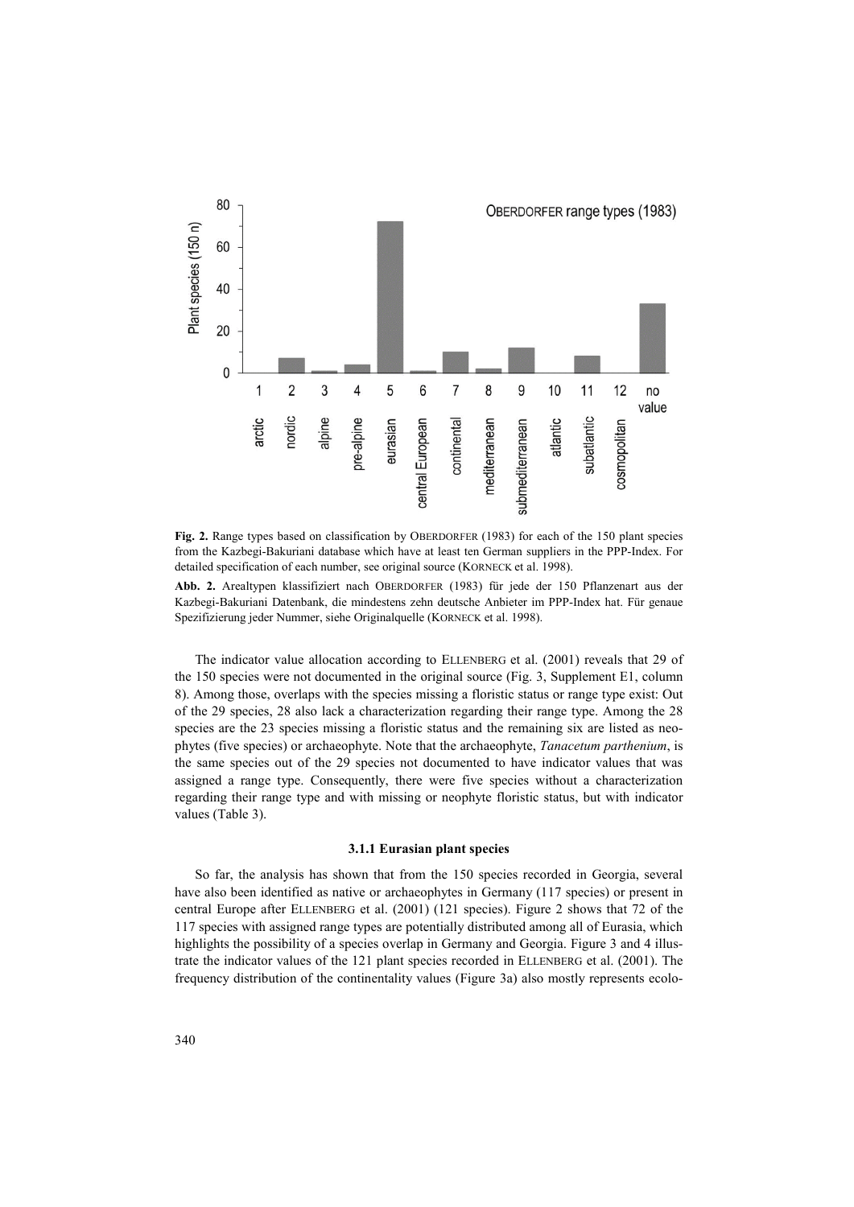**Fig. 2.** Range types based on classification by OBERDORFER (1983) for each of the 150 plant species from the Kazbegi-Bakuriani database which have at least ten German suppliers in the PPP-Index. For detailed specification of each number, see original source (KORNECK et al. 1998).

**Abb. 2.** Arealtypen klassifiziert nach OBERDORFER (1983) für jede der 150 Pflanzenart aus der Kazbegi-Bakuriani Datenbank, die mindestens zehn deutsche Anbieter im PPP-Index hat. Für genaue Spezifizierung jeder Nummer, siehe Originalquelle (KORNECK et al. 1998).

The indicator value allocation according to ELLENBERG et al. (2001) reveals that 29 of the 150 species were not documented in the original source (Fig. 3, Supplement E1, column 8). Among those, overlaps with the species missing a floristic status or range type exist: Out of the 29 species, 28 also lack a characterization regarding their range type. Among the 28 species are the 23 species missing a floristic status and the remaining six are listed as neophytes (five species) or archaeophyte. Note that the archaeophyte, *Tanacetum parthenium*, is the same species out of the 29 species not documented to have indicator values that was assigned a range type. Consequently, there were five species without a characterization regarding their range type and with missing or neophyte floristic status, but with indicator values (Table 3).

### 3.1.1 Eurasian plant species

So far, the analysis has shown that from the 150 species recorded in Georgia, several have also been identified as native or archaeophytes in Germany (117 species) or present in central Europe after ELLENBERG et al. (2001) (121 species). Figure 2 shows that 72 of the 117 species with assigned range types are potentially distributed among all of Eurasia, which highlights the possibility of a species overlap in Germany and Georgia. Figure 3 and 4 illustrate the indicator values of the 121 plant species recorded in ELLENBERG et al. (2001). The frequency distribution of the continentality values (Figure 3a) also mostly represents ecolo-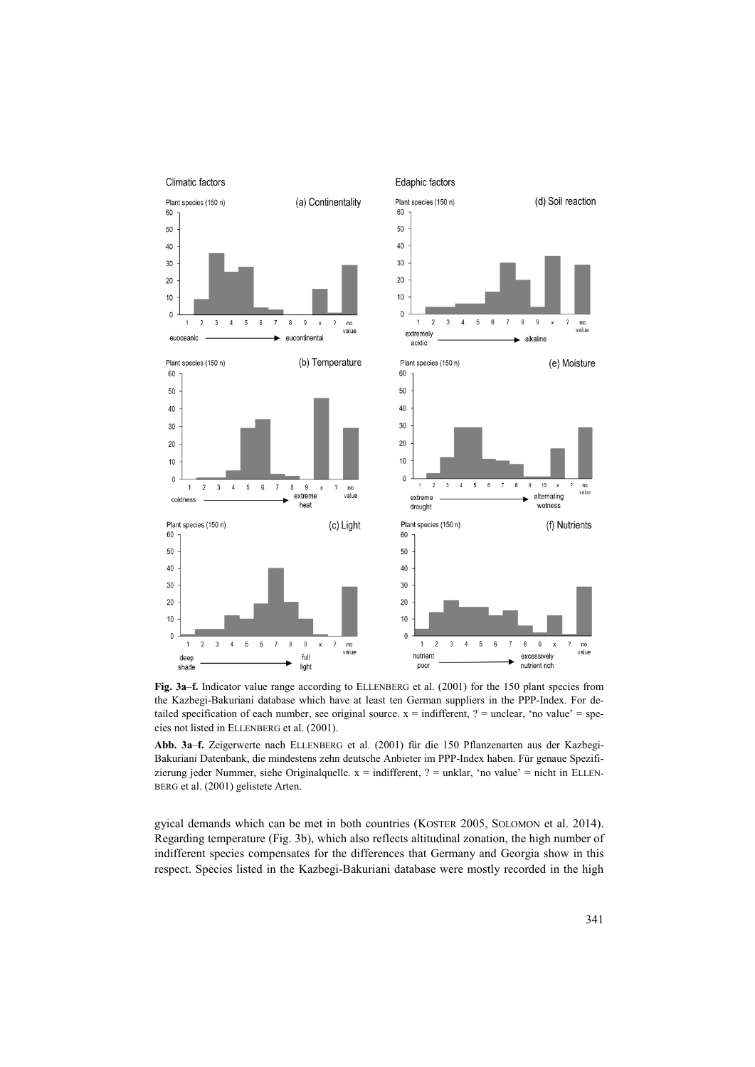**Fig. 3a–f.** Indicator value range according to ELLENBERG et al. (2001) for the 150 plant species from the Kazbegi-Bakuriani database which have at least ten German suppliers in the PPP-Index. For detailed specification of each number, see original source. x = indifferent, ? = unclear, 'no value' = species not listed in ELLENBERG et al. (2001).

**Abb. 3a–f.** Zeigerwerte nach ELLENBERG et al. (2001) für die 150 Pflanzenarten aus der Kazbegi-Bakuriani Datenbank, die mindestens zehn deutsche Anbieter im PPP-Index haben. Für genaue Spezifizierung jeder Nummer, siehe Originalquelle. x = indifferent, ? = unklar, 'no value' = nicht in ELLENBERG et al. (2001) gelistete Arten.

gyical demands which can be met in both countries (KOSTER 2005, SOLOMON et al. 2014). Regarding temperature (Fig. 3b), which also reflects altitudinal zonation, the high number of indifferent species compensates for the differences that Germany and Georgia show in this respect. Species listed in the Kazbegi-Bakuriani database were mostly recorded in the high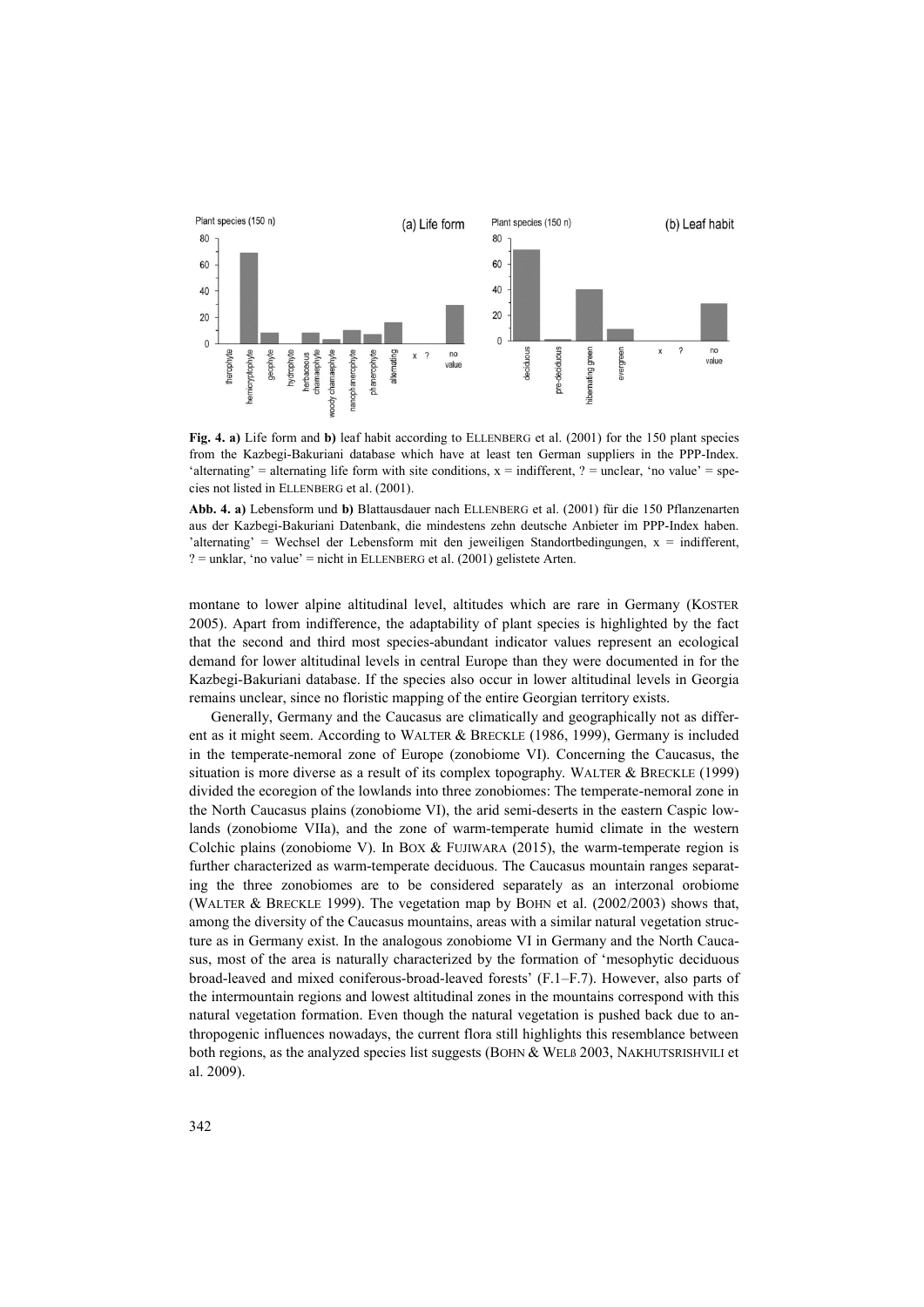**Fig. 4. a)** Life form and **b)** leaf habit according to ELLENBERG et al. (2001) for the 150 plant species from the Kazbegi-Bakuriani database which have at least ten German suppliers in the PPP-Index. 'alternating' = alternating life form with site conditions, x = indifferent, ? = unclear, 'no value' = species not listed in ELLENBERG et al. (2001).

**Abb. 4. a)** Lebensform und **b)** Blattausdauer nach ELLENBERG et al. (2001) für die 150 Pflanzenarten aus der Kazbegi-Bakuriani Datenbank, die mindestens zehn deutsche Anbieter im PPP-Index haben. 'alternating' = Wechsel der Lebensform mit den jeweiligen Standortbedingungen, x = indifferent, ? = unklar, 'no value' = nicht in ELLENBERG et al. (2001) gelistete Arten.

montane to lower alpine altitudinal level, altitudes which are rare in Germany (KOSTER 2005). Apart from indifference, the adaptability of plant species is highlighted by the fact that the second and third most species-abundant indicator values represent an ecological demand for lower altitudinal levels in central Europe than they were documented in for the Kazbegi-Bakuriani database. If the species also occur in lower altitudinal levels in Georgia remains unclear, since no floristic mapping of the entire Georgian territory exists.

Generally, Germany and the Caucasus are climatically and geographically not as different as it might seem. According to WALTER & BRECKLE (1986, 1999), Germany is included in the temperate-nemoral zone of Europe (zonobiome VI). Concerning the Caucasus, the situation is more diverse as a result of its complex topography. WALTER & BRECKLE (1999) divided the ecoregion of the lowlands into three zonobiomes: The temperate-nemoral zone in the North Caucasus plains (zonobiome VI), the arid semi-deserts in the eastern Caspic lowlands (zonobiome VIIa), and the zone of warm-temperate humid climate in the western Colchic plains (zonobiome V). In BOX & FUJIWARA (2015), the warm-temperate region is further characterized as warm-temperate deciduous. The Caucasus mountain ranges separating the three zonobiomes are to be considered separately as an interzonal orobiome (WALTER & BRECKLE 1999). The vegetation map by BOHN et al. (2002/2003) shows that, among the diversity of the Caucasus mountains, areas with a similar natural vegetation structure as in Germany exist. In the analogous zonobiome VI in Germany and the North Caucasus, most of the area is naturally characterized by the formation of 'mesophytic deciduous broad-leaved and mixed coniferous-broad-leaved forests' (F.1–F.7). However, also parts of the intermountain regions and lowest altitudinal zones in the mountains correspond with this natural vegetation formation. Even though the natural vegetation is pushed back due to anthropogenic influences nowadays, the current flora still highlights this resemblance between both regions, as the analyzed species list suggests (BOHN & WEIß 2003, NAKHUTSRISHVILI et al. 2009).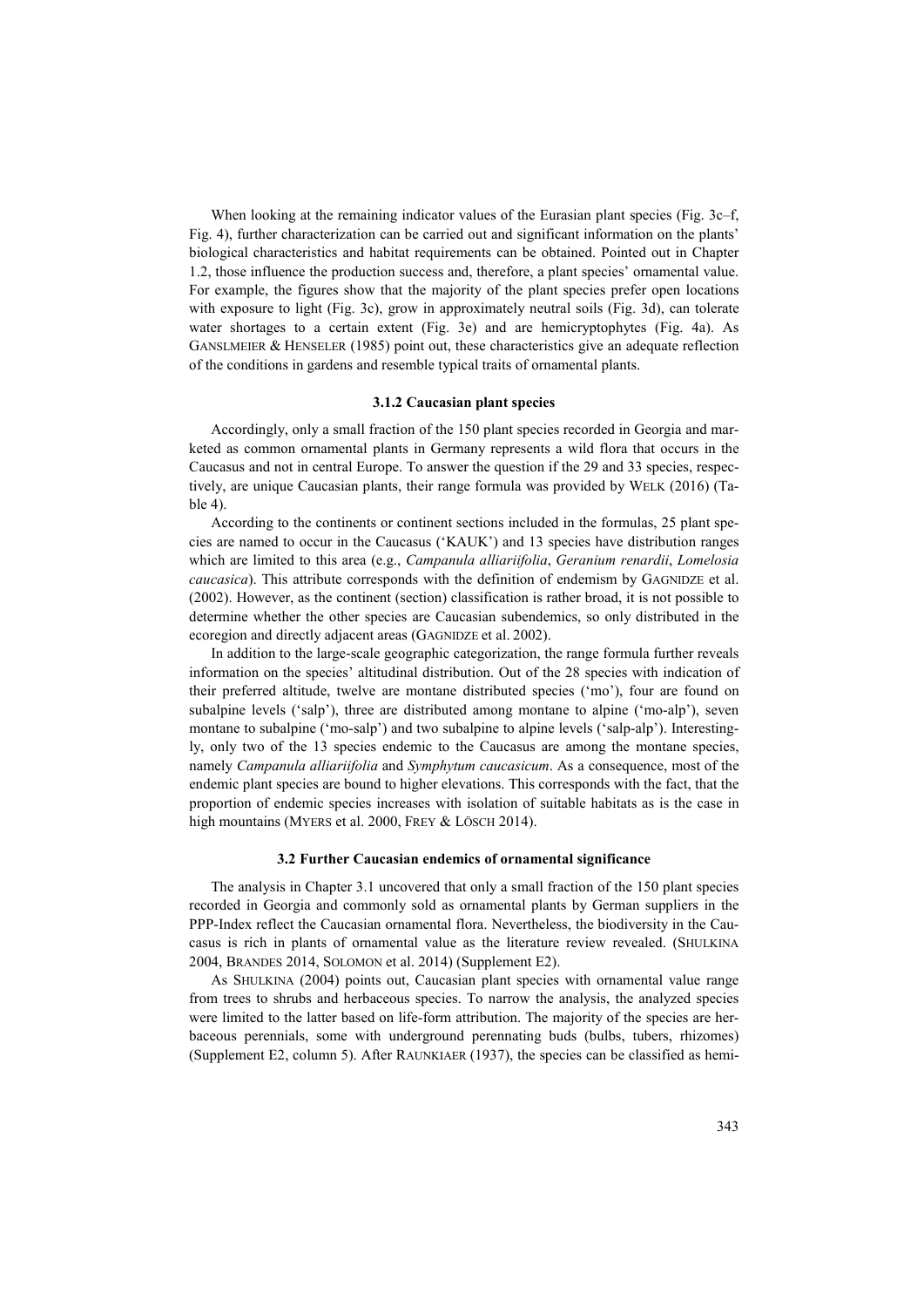When looking at the remaining indicator values of the Eurasian plant species (Fig. 3c–f, Fig. 4), further characterization can be carried out and significant information on the plants' biological characteristics and habitat requirements can be obtained. Pointed out in Chapter 1.2, those influence the production success and, therefore, a plant species' ornamental value. For example, the figures show that the majority of the plant species prefer open locations with exposure to light (Fig. 3c), grow in approximately neutral soils (Fig. 3d), can tolerate water shortages to a certain extent (Fig. 3e) and are hemicryptophytes (Fig. 4a). As GANSLMEIER & HENSELER (1985) point out, these characteristics give an adequate reflection of the conditions in gardens and resemble typical traits of ornamental plants.

### 3.1.2 Caucasian plant species

Accordingly, only a small fraction of the 150 plant species recorded in Georgia and marketed as common ornamental plants in Germany represents a wild flora that occurs in the Caucasus and not in central Europe. To answer the question if the 29 and 33 species, respectively, are unique Caucasian plants, their range formula was provided by WELK (2016) (Table 4).

According to the continents or continent sections included in the formulas, 25 plant species are named to occur in the Caucasus ('KAUK') and 13 species have distribution ranges which are limited to this area (e.g., *Campanula alliariifolia*, *Geranium renardii*, *Lomelosia caucasica*). This attribute corresponds with the definition of endemism by GAGNIDZE et al. (2002). However, as the continent (section) classification is rather broad, it is not possible to determine whether the other species are Caucasian subendemics, so only distributed in the ecoregion and directly adjacent areas (GAGNIDZE et al. 2002).

In addition to the large-scale geographic categorization, the range formula further reveals information on the species' altitudinal distribution. Out of the 28 species with indication of their preferred altitude, twelve are montane distributed species ('mo'), four are found on subalpine levels ('salp'), three are distributed among montane to alpine ('mo-alp'), seven montane to subalpine ('mo-salp') and two subalpine to alpine levels ('salp-alp'). Interestingly, only two of the 13 species endemic to the Caucasus are among the montane species, namely *Campanula alliariifolia* and *Symphytum caucasicum*. As a consequence, most of the endemic plant species are bound to higher elevations. This corresponds with the fact, that the proportion of endemic species increases with isolation of suitable habitats as is the case in high mountains (MYERS et al. 2000, FREY & LÖSCH 2014).

## 3.2 Further Caucasian endemics of ornamental significance

The analysis in Chapter 3.1 uncovered that only a small fraction of the 150 plant species recorded in Georgia and commonly sold as ornamental plants by German suppliers in the PPP-Index reflect the Caucasian ornamental flora. Nevertheless, the biodiversity in the Caucasus is rich in plants of ornamental value as the literature review revealed. (SHULKINA 2004, BRANDES 2014, SOLOMON et al. 2014) (Supplement E2).

As SHULKINA (2004) points out, Caucasian plant species with ornamental value range from trees to shrubs and herbaceous species. To narrow the analysis, the analyzed species were limited to the latter based on life-form attribution. The majority of the species are herbaceous perennials, some with underground perennating buds (bulbs, tubers, rhizomes) (Supplement E2, column 5). After RAUNKIAER (1937), the species can be classified as hemi-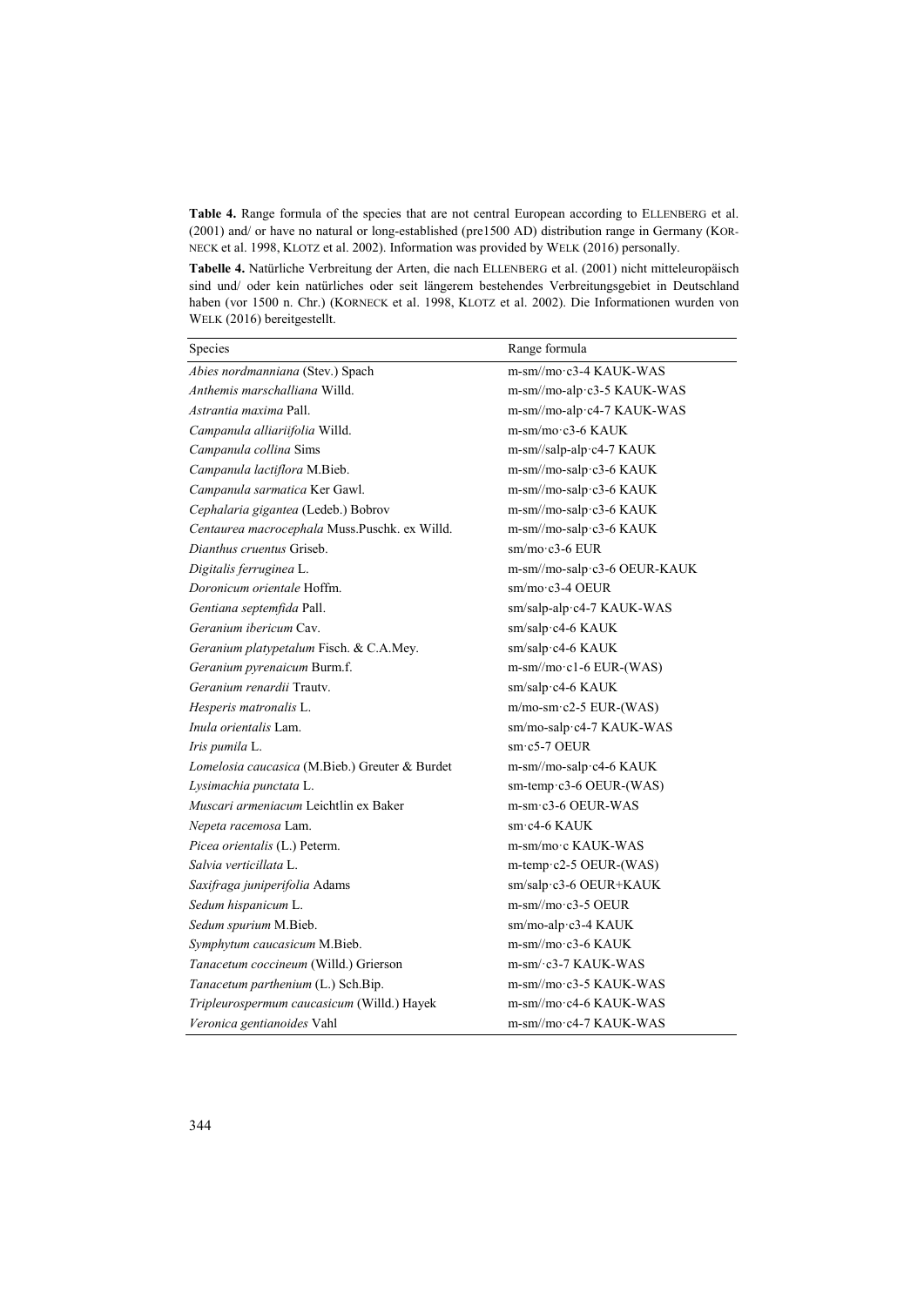**Table 4.** Range formula of the species that are not central European according to ELLENBERG et al. (2001) and/ or have no natural or long-established (pre1500 AD) distribution range in Germany (KORNECK et al. 1998, KLOTZ et al. 2002). Information was provided by WELK (2016) personally.

**Tabelle 4.** Natürliche Verbreitung der Arten, die nach ELLENBERG et al. (2001) nicht mitteleuropäisch sind und/ oder kein natürliches oder seit längerem bestehendes Verbreitungsgebiet in Deutschland haben (vor 1500 n. Chr.) (KORNECK et al. 1998, KLOTZ et al. 2002). Die Informationen wurden von WELK (2016) bereitgestellt.

| Species | Range formula |
|---|---|
| *Abies nordmanniana* (Stev.) Spach | m-sm//mo·c3-4 KAUK-WAS |
| *Anthemis marschalliana* Willd. | m-sm//mo-alp·c3-5 KAUK-WAS |
| *Astrantia maxima* Pall. | m-sm//mo-alp·c4-7 KAUK-WAS |
| *Campanula alliariifolia* Willd. | m-sm/mo·c3-6 KAUK |
| *Campanula collina* Sims | m-sm//salp-alp·c4-7 KAUK |
| *Campanula lactiflora* M.Bieb. | m-sm//mo-salp·c3-6 KAUK |
| *Campanula sarmatica* Ker Gawl. | m-sm//mo-salp·c3-6 KAUK |
| *Cephalaria gigantea* (Ledeb.) Bobrov | m-sm//mo-salp·c3-6 KAUK |
| *Centaurea macrocephala* Muss.Puschk. ex Willd. | m-sm//mo-salp·c3-6 KAUK |
| *Dianthus cruentus* Griseb. | sm/mo·c3-6 EUR |
| *Digitalis ferruginea* L. | m-sm//mo-salp·c3-6 OEUR-KAUK |
| *Doronicum orientale* Hoffm. | sm/mo·c3-4 OEUR |
| *Gentiana septemfida* Pall. | sm/salp-alp·c4-7 KAUK-WAS |
| *Geranium ibericum* Cav. | sm/salp·c4-6 KAUK |
| *Geranium platypetalum* Fisch. & C.A.Mey. | sm/salp·c4-6 KAUK |
| *Geranium pyrenaicum* Burm.f. | m-sm//mo·c1-6 EUR-(WAS) |
| *Geranium renardii* Trautv. | sm/salp·c4-6 KAUK |
| *Hesperis matronalis* L. | m/mo-sm·c2-5 EUR-(WAS) |
| *Inula orientalis* Lam. | sm/mo-salp·c4-7 KAUK-WAS |
| *Iris pumila* L. | sm·c5-7 OEUR |
| *Lomelosia caucasica* (M.Bieb.) Greuter & Burdet | m-sm//mo-salp·c4-6 KAUK |
| *Lysimachia punctata* L. | sm-temp·c3-6 OEUR-(WAS) |
| *Muscari armeniacum* Leichtlin ex Baker | m-sm·c3-6 OEUR-WAS |
| *Nepeta racemosa* Lam. | sm·c4-6 KAUK |
| *Picea orientalis* (L.) Peterm. | m-sm/mo·c KAUK-WAS |
| *Salvia verticillata* L. | m-temp·c2-5 OEUR-(WAS) |
| *Saxifraga juniperifolia* Adams | sm/salp·c3-6 OEUR+KAUK |
| *Sedum hispanicum* L. | m-sm//mo·c3-5 OEUR |
| *Sedum spurium* M.Bieb. | sm/mo-alp·c3-4 KAUK |
| *Symphytum caucasicum* M.Bieb. | m-sm//mo·c3-6 KAUK |
| *Tanacetum coccineum* (Willd.) Grierson | m-sm/·c3-7 KAUK-WAS |
| *Tanacetum parthenium* (L.) Sch.Bip. | m-sm//mo·c3-5 KAUK-WAS |
| *Tripleurospermum caucasicum* (Willd.) Hayek | m-sm//mo·c4-6 KAUK-WAS |
| *Veronica gentianoides* Vahl | m-sm//mo·c4-7 KAUK-WAS |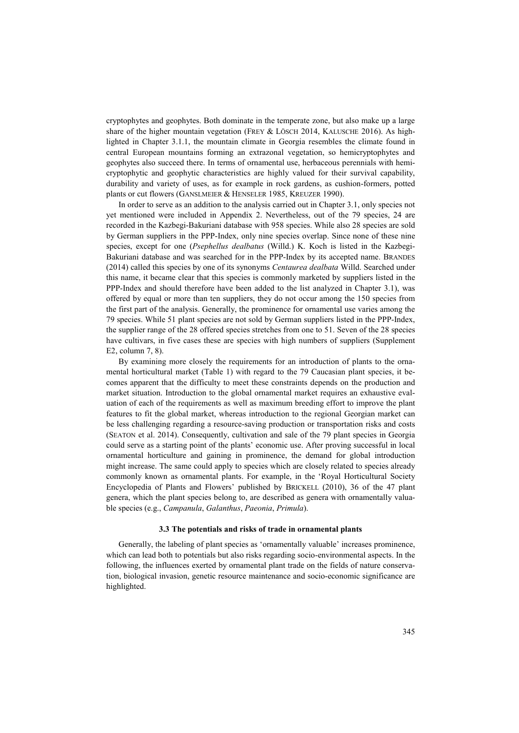cryptophytes and geophytes. Both dominate in the temperate zone, but also make up a large share of the higher mountain vegetation (FREY & LÖSCH 2014, KALUSCHE 2016). As highlighted in Chapter 3.1.1, the mountain climate in Georgia resembles the climate found in central European mountains forming an extrazonal vegetation, so hemicryptophytes and geophytes also succeed there. In terms of ornamental use, herbaceous perennials with hemicryptophytic and geophytic characteristics are highly valued for their survival capability, durability and variety of uses, as for example in rock gardens, as cushion-formers, potted plants or cut flowers (GANSLMEIER & HENSELER 1985, KREUZER 1990).

In order to serve as an addition to the analysis carried out in Chapter 3.1, only species not yet mentioned were included in Appendix 2. Nevertheless, out of the 79 species, 24 are recorded in the Kazbegi-Bakuriani database with 958 species. While also 28 species are sold by German suppliers in the PPP-Index, only nine species overlap. Since none of these nine species, except for one (*Psephellus dealbatus* (Willd.) K. Koch is listed in the Kazbegi-Bakuriani database and was searched for in the PPP-Index by its accepted name. BRANDES (2014) called this species by one of its synonyms *Centaurea dealbata* Willd. Searched under this name, it became clear that this species is commonly marketed by suppliers listed in the PPP-Index and should therefore have been added to the list analyzed in Chapter 3.1), was offered by equal or more than ten suppliers, they do not occur among the 150 species from the first part of the analysis. Generally, the prominence for ornamental use varies among the 79 species. While 51 plant species are not sold by German suppliers listed in the PPP-Index, the supplier range of the 28 offered species stretches from one to 51. Seven of the 28 species have cultivars, in five cases these are species with high numbers of suppliers (Supplement E2, column 7, 8).

By examining more closely the requirements for an introduction of plants to the ornamental horticultural market (Table 1) with regard to the 79 Caucasian plant species, it becomes apparent that the difficulty to meet these constraints depends on the production and market situation. Introduction to the global ornamental market requires an exhaustive evaluation of each of the requirements as well as maximum breeding effort to improve the plant features to fit the global market, whereas introduction to the regional Georgian market can be less challenging regarding a resource-saving production or transportation risks and costs (SEATON et al. 2014). Consequently, cultivation and sale of the 79 plant species in Georgia could serve as a starting point of the plants' economic use. After proving successful in local ornamental horticulture and gaining in prominence, the demand for global introduction might increase. The same could apply to species which are closely related to species already commonly known as ornamental plants. For example, in the 'Royal Horticultural Society Encyclopedia of Plants and Flowers' published by BRICKELL (2010), 36 of the 47 plant genera, which the plant species belong to, are described as genera with ornamentally valuable species (e.g., *Campanula*, *Galanthus*, *Paeonia*, *Primula*).

### 3.3 The potentials and risks of trade in ornamental plants

Generally, the labeling of plant species as 'ornamentally valuable' increases prominence, which can lead both to potentials but also risks regarding socio-environmental aspects. In the following, the influences exerted by ornamental plant trade on the fields of nature conservation, biological invasion, genetic resource maintenance and socio-economic significance are highlighted.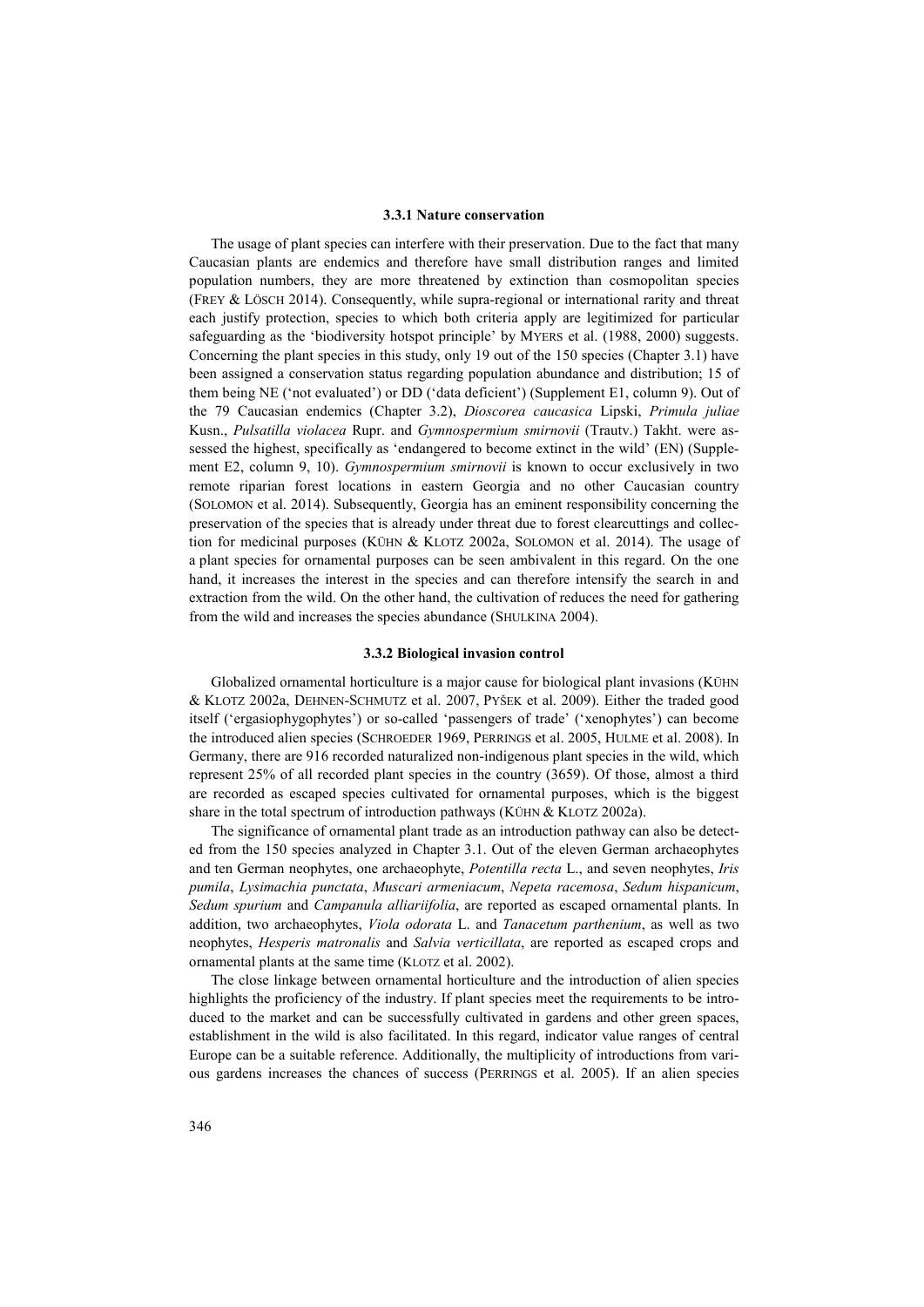### 3.3.1 Nature conservation

The usage of plant species can interfere with their preservation. Due to the fact that many Caucasian plants are endemics and therefore have small distribution ranges and limited population numbers, they are more threatened by extinction than cosmopolitan species (Frey & Lösch 2014). Consequently, while supra-regional or international rarity and threat each justify protection, species to which both criteria apply are legitimized for particular safeguarding as the 'biodiversity hotspot principle' by Myers et al. (1988, 2000) suggests. Concerning the plant species in this study, only 19 out of the 150 species (Chapter 3.1) have been assigned a conservation status regarding population abundance and distribution; 15 of them being NE ('not evaluated') or DD ('data deficient') (Supplement E1, column 9). Out of the 79 Caucasian endemics (Chapter 3.2), *Dioscorea caucasica* Lipski, *Primula juliae* Kusn., *Pulsatilla violacea* Rupr. and *Gymnospermium smirnovii* (Trautv.) Takht. were assessed the highest, specifically as 'endangered to become extinct in the wild' (EN) (Supplement E2, column 9, 10). *Gymnospermium smirnovii* is known to occur exclusively in two remote riparian forest locations in eastern Georgia and no other Caucasian country (Solomon et al. 2014). Subsequently, Georgia has an eminent responsibility concerning the preservation of the species that is already under threat due to forest clearcuttings and collection for medicinal purposes (Kühn & Klotz 2002a, Solomon et al. 2014). The usage of a plant species for ornamental purposes can be seen ambivalent in this regard. On the one hand, it increases the interest in the species and can therefore intensify the search in and extraction from the wild. On the other hand, the cultivation of reduces the need for gathering from the wild and increases the species abundance (Shulkina 2004).

### 3.3.2 Biological invasion control

Globalized ornamental horticulture is a major cause for biological plant invasions (Kühn & Klotz 2002a, Dehnen-Schmutz et al. 2007, Pyšek et al. 2009). Either the traded good itself ('ergasiophygophytes') or so-called 'passengers of trade' ('xenophytes') can become the introduced alien species (Schroeder 1969, Perrings et al. 2005, Hulme et al. 2008). In Germany, there are 916 recorded naturalized non-indigenous plant species in the wild, which represent 25% of all recorded plant species in the country (3659). Of those, almost a third are recorded as escaped species cultivated for ornamental purposes, which is the biggest share in the total spectrum of introduction pathways (Kühn & Klotz 2002a).

The significance of ornamental plant trade as an introduction pathway can also be detected from the 150 species analyzed in Chapter 3.1. Out of the eleven German archaeophytes and ten German neophytes, one archaeophyte, *Potentilla recta* L., and seven neophytes, *Iris pumila*, *Lysimachia punctata*, *Muscari armeniacum*, *Nepeta racemosa*, *Sedum hispanicum*, *Sedum spurium* and *Campanula alliariifolia*, are reported as escaped ornamental plants. In addition, two archaeophytes, *Viola odorata* L. and *Tanacetum parthenium*, as well as two neophytes, *Hesperis matronalis* and *Salvia verticillata*, are reported as escaped crops and ornamental plants at the same time (Klotz et al. 2002).

The close linkage between ornamental horticulture and the introduction of alien species highlights the proficiency of the industry. If plant species meet the requirements to be introduced to the market and can be successfully cultivated in gardens and other green spaces, establishment in the wild is also facilitated. In this regard, indicator value ranges of central Europe can be a suitable reference. Additionally, the multiplicity of introductions from various gardens increases the chances of success (Perrings et al. 2005). If an alien species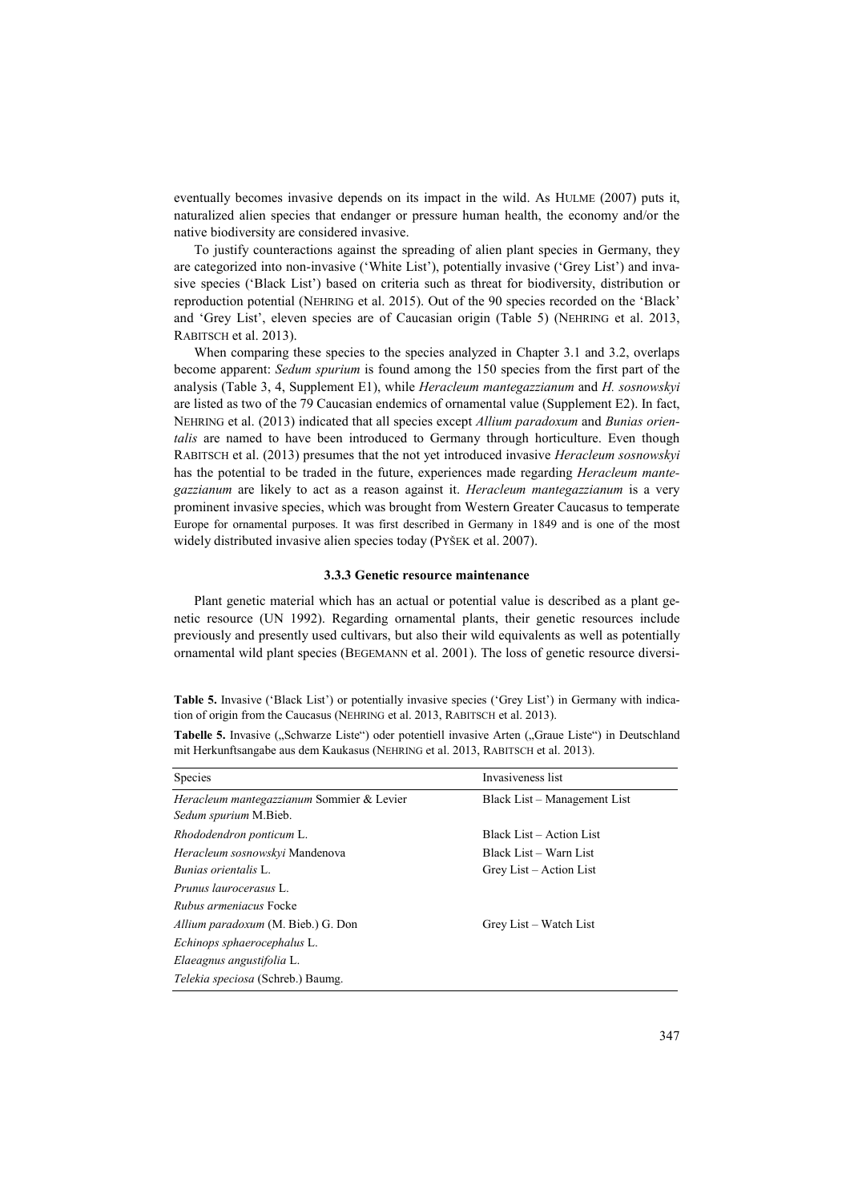eventually becomes invasive depends on its impact in the wild. As HULME (2007) puts it, naturalized alien species that endanger or pressure human health, the economy and/or the native biodiversity are considered invasive.

To justify counteractions against the spreading of alien plant species in Germany, they are categorized into non-invasive ('White List'), potentially invasive ('Grey List') and invasive species ('Black List') based on criteria such as threat for biodiversity, distribution or reproduction potential (NEHRING et al. 2015). Out of the 90 species recorded on the 'Black' and 'Grey List', eleven species are of Caucasian origin (Table 5) (NEHRING et al. 2013, RABITSCH et al. 2013).

When comparing these species to the species analyzed in Chapter 3.1 and 3.2, overlaps become apparent: *Sedum spurium* is found among the 150 species from the first part of the analysis (Table 3, 4, Supplement E1), while *Heracleum mantegazzianum* and *H. sosnowskyi* are listed as two of the 79 Caucasian endemics of ornamental value (Supplement E2). In fact, NEHRING et al. (2013) indicated that all species except *Allium paradoxum* and *Bunias orientalis* are named to have been introduced to Germany through horticulture. Even though RABITSCH et al. (2013) presumes that the not yet introduced invasive *Heracleum sosnowskyi* has the potential to be traded in the future, experiences made regarding *Heracleum mantegazzianum* are likely to act as a reason against it. *Heracleum mantegazzianum* is a very prominent invasive species, which was brought from Western Greater Caucasus to temperate Europe for ornamental purposes. It was first described in Germany in 1849 and is one of the most widely distributed invasive alien species today (PYŠEK et al. 2007).

### 3.3.3 Genetic resource maintenance

Plant genetic material which has an actual or potential value is described as a plant genetic resource (UN 1992). Regarding ornamental plants, their genetic resources include previously and presently used cultivars, but also their wild equivalents as well as potentially ornamental wild plant species (BEGEMANN et al. 2001). The loss of genetic resource diversi-

**Table 5.** Invasive ('Black List') or potentially invasive species ('Grey List') in Germany with indication of origin from the Caucasus (NEHRING et al. 2013, RABITSCH et al. 2013).

**Tabelle 5.** Invasive („Schwarze Liste") oder potentiell invasive Arten („Graue Liste") in Deutschland mit Herkunftsangabe aus dem Kaukasus (NEHRING et al. 2013, RABITSCH et al. 2013).

| Species | Invasiveness list |
|---|---|
| *Heracleum mantegazzianum* Sommier & Levier | Black List – Management List |
| *Sedum spurium* M.Bieb. | |
| *Rhododendron ponticum* L. | Black List – Action List |
| *Heracleum sosnowskyi* Mandenova | Black List – Warn List |
| *Bunias orientalis* L. | Grey List – Action List |
| *Prunus laurocerasus* L. | |
| *Rubus armeniacus* Focke | |
| *Allium paradoxum* (M. Bieb.) G. Don | Grey List – Watch List |
| *Echinops sphaerocephalus* L. | |
| *Elaeagnus angustifolia* L. | |
| *Telekia speciosa* (Schreb.) Baumg. | |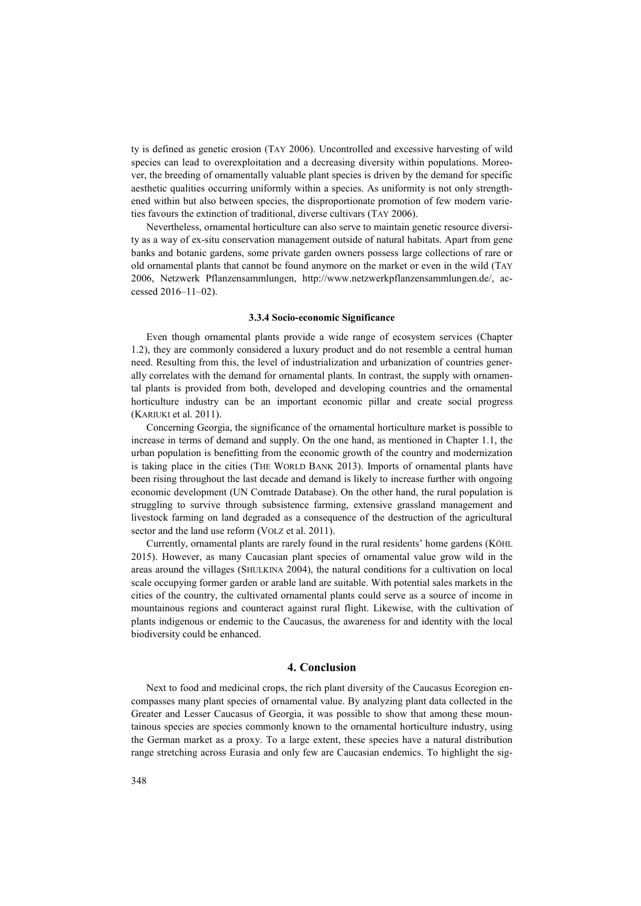ty is defined as genetic erosion (TAY 2006). Uncontrolled and excessive harvesting of wild species can lead to overexploitation and a decreasing diversity within populations. Moreover, the breeding of ornamentally valuable plant species is driven by the demand for specific aesthetic qualities occurring uniformly within a species. As uniformity is not only strengthened within but also between species, the disproportionate promotion of few modern varieties favours the extinction of traditional, diverse cultivars (TAY 2006).

Nevertheless, ornamental horticulture can also serve to maintain genetic resource diversity as a way of ex-situ conservation management outside of natural habitats. Apart from gene banks and botanic gardens, some private garden owners possess large collections of rare or old ornamental plants that cannot be found anymore on the market or even in the wild (TAY 2006, Netzwerk Pflanzensammlungen, http://www.netzwerkpflanzensammlungen.de/, accessed 2016–11–02).

### 3.3.4 Socio-economic Significance

Even though ornamental plants provide a wide range of ecosystem services (Chapter 1.2), they are commonly considered a luxury product and do not resemble a central human need. Resulting from this, the level of industrialization and urbanization of countries generally correlates with the demand for ornamental plants. In contrast, the supply with ornamental plants is provided from both, developed and developing countries and the ornamental horticulture industry can be an important economic pillar and create social progress (KARIUKI et al. 2011).

Concerning Georgia, the significance of the ornamental horticulture market is possible to increase in terms of demand and supply. On the one hand, as mentioned in Chapter 1.1, the urban population is benefitting from the economic growth of the country and modernization is taking place in the cities (THE WORLD BANK 2013). Imports of ornamental plants have been rising throughout the last decade and demand is likely to increase further with ongoing economic development (UN Comtrade Database). On the other hand, the rural population is struggling to survive through subsistence farming, extensive grassland management and livestock farming on land degraded as a consequence of the destruction of the agricultural sector and the land use reform (VOLZ et al. 2011).

Currently, ornamental plants are rarely found in the rural residents' home gardens (KÖHL 2015). However, as many Caucasian plant species of ornamental value grow wild in the areas around the villages (SHULKINA 2004), the natural conditions for a cultivation on local scale occupying former garden or arable land are suitable. With potential sales markets in the cities of the country, the cultivated ornamental plants could serve as a source of income in mountainous regions and counteract against rural flight. Likewise, with the cultivation of plants indigenous or endemic to the Caucasus, the awareness for and identity with the local biodiversity could be enhanced.

## 4. Conclusion

Next to food and medicinal crops, the rich plant diversity of the Caucasus Ecoregion encompasses many plant species of ornamental value. By analyzing plant data collected in the Greater and Lesser Caucasus of Georgia, it was possible to show that among these mountainous species are species commonly known to the ornamental horticulture industry, using the German market as a proxy. To a large extent, these species have a natural distribution range stretching across Eurasia and only few are Caucasian endemics. To highlight the sig-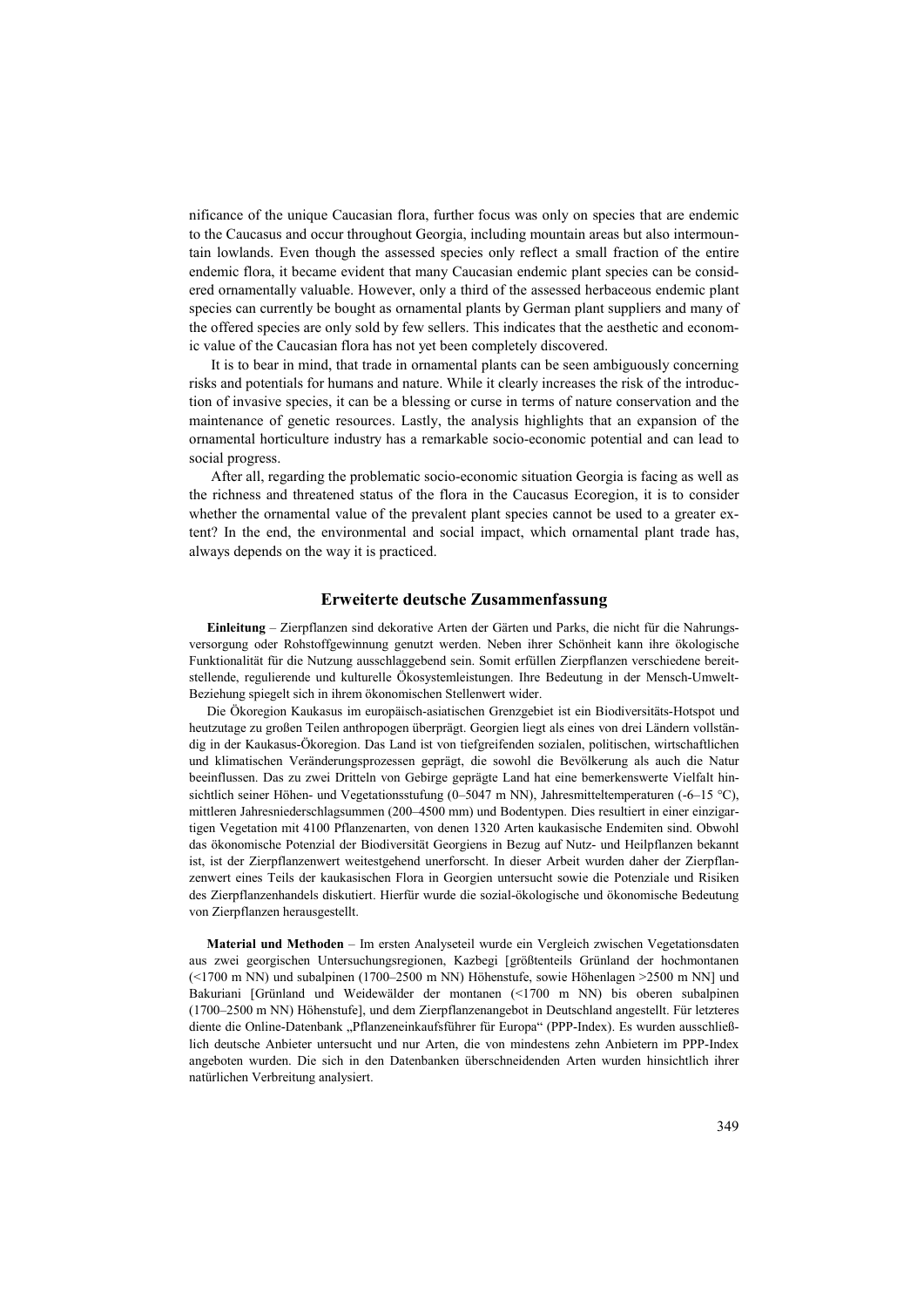nificance of the unique Caucasian flora, further focus was only on species that are endemic to the Caucasus and occur throughout Georgia, including mountain areas but also intermountain lowlands. Even though the assessed species only reflect a small fraction of the entire endemic flora, it became evident that many Caucasian endemic plant species can be considered ornamentally valuable. However, only a third of the assessed herbaceous endemic plant species can currently be bought as ornamental plants by German plant suppliers and many of the offered species are only sold by few sellers. This indicates that the aesthetic and economic value of the Caucasian flora has not yet been completely discovered.

It is to bear in mind, that trade in ornamental plants can be seen ambiguously concerning risks and potentials for humans and nature. While it clearly increases the risk of the introduction of invasive species, it can be a blessing or curse in terms of nature conservation and the maintenance of genetic resources. Lastly, the analysis highlights that an expansion of the ornamental horticulture industry has a remarkable socio-economic potential and can lead to social progress.

After all, regarding the problematic socio-economic situation Georgia is facing as well as the richness and threatened status of the flora in the Caucasus Ecoregion, it is to consider whether the ornamental value of the prevalent plant species cannot be used to a greater extent? In the end, the environmental and social impact, which ornamental plant trade has, always depends on the way it is practiced.

## Erweiterte deutsche Zusammenfassung

**Einleitung** – Zierpflanzen sind dekorative Arten der Gärten und Parks, die nicht für die Nahrungsversorgung oder Rohstoffgewinnung genutzt werden. Neben ihrer Schönheit kann ihre ökologische Funktionalität für die Nutzung ausschlaggebend sein. Somit erfüllen Zierpflanzen verschiedene bereitstellende, regulierende und kulturelle Ökosystemleistungen. Ihre Bedeutung in der Mensch-Umwelt-Beziehung spiegelt sich in ihrem ökonomischen Stellenwert wider.

Die Ökoregion Kaukasus im europäisch-asiatischen Grenzgebiet ist ein Biodiversitäts-Hotspot und heutzutage zu großen Teilen anthropogen überprägt. Georgien liegt als eines von drei Ländern vollständig in der Kaukasus-Ökoregion. Das Land ist von tiefgreifenden sozialen, politischen, wirtschaftlichen und klimatischen Veränderungsprozessen geprägt, die sowohl die Bevölkerung als auch die Natur beeinflussen. Das zu zwei Dritteln von Gebirge geprägte Land hat eine bemerkenswerte Vielfalt hinsichtlich seiner Höhen- und Vegetationsstufung (0–5047 m NN), Jahresmitteltemperaturen (-6–15 °C), mittleren Jahresniederschlagsummen (200–4500 mm) und Bodentypen. Dies resultiert in einer einzigartigen Vegetation mit 4100 Pflanzenarten, von denen 1320 Arten kaukasische Endemiten sind. Obwohl das ökonomische Potenzial der Biodiversität Georgiens in Bezug auf Nutz- und Heilpflanzen bekannt ist, ist der Zierpflanzenwert weitestgehend unerforscht. In dieser Arbeit wurden daher der Zierpflanzenwert eines Teils der kaukasischen Flora in Georgien untersucht sowie die Potenziale und Risiken des Zierpflanzenhandels diskutiert. Hierfür wurde die sozial-ökologische und ökonomische Bedeutung von Zierpflanzen herausgestellt.

**Material und Methoden** – Im ersten Analyseteil wurde ein Vergleich zwischen Vegetationsdaten aus zwei georgischen Untersuchungsregionen, Kazbegi [größtenteils Grünland der hochmontanen (<1700 m NN) und subalpinen (1700–2500 m NN) Höhenstufe, sowie Höhenlagen >2500 m NN] und Bakuriani [Grünland und Weidewälder der montanen (<1700 m NN) bis oberen subalpinen (1700–2500 m NN) Höhenstufe], und dem Zierpflanzenangebot in Deutschland angestellt. Für letzteres diente die Online-Datenbank „Pflanzeneinkaufsführer für Europa" (PPP-Index). Es wurden ausschließlich deutsche Anbieter untersucht und nur Arten, die von mindestens zehn Anbietern im PPP-Index angeboten wurden. Die sich in den Datenbanken überschneidenden Arten wurden hinsichtlich ihrer natürlichen Verbreitung analysiert.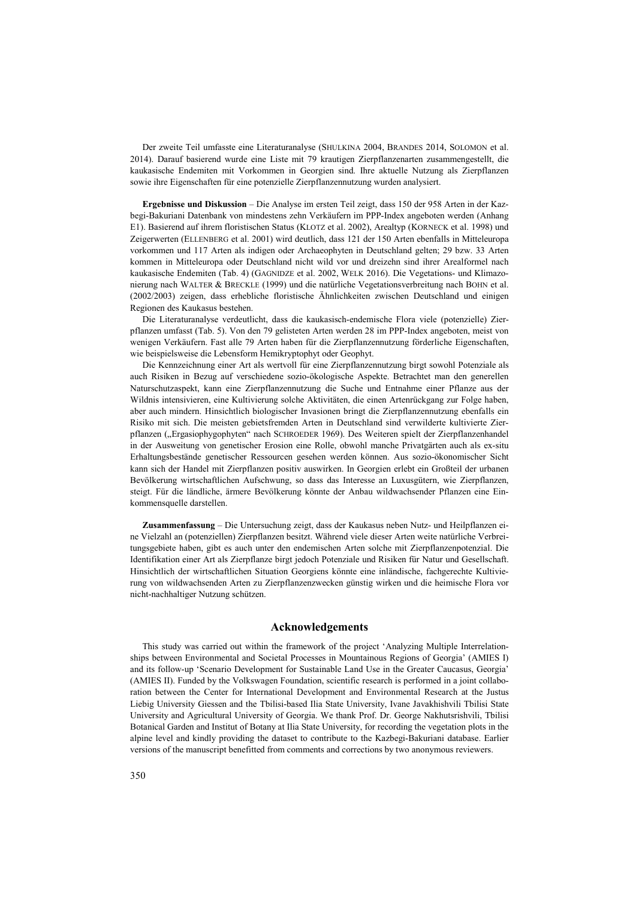Der zweite Teil umfasste eine Literaturanalyse (SHULKINA 2004, BRANDES 2014, SOLOMON et al. 2014). Darauf basierend wurde eine Liste mit 79 krautigen Zierpflanzenarten zusammengestellt, die kaukasische Endemiten mit Vorkommen in Georgien sind. Ihre aktuelle Nutzung als Zierpflanzen sowie ihre Eigenschaften für eine potenzielle Zierpflanzennutzung wurden analysiert.

**Ergebnisse und Diskussion** – Die Analyse im ersten Teil zeigt, dass 150 der 958 Arten in der Kazbegi-Bakuriani Datenbank von mindestens zehn Verkäufern im PPP-Index angeboten werden (Anhang E1). Basierend auf ihrem floristischen Status (KLOTZ et al. 2002), Arealtyp (KORNECK et al. 1998) und Zeigerwerten (ELLENBERG et al. 2001) wird deutlich, dass 121 der 150 Arten ebenfalls in Mitteleuropa vorkommen und 117 Arten als indigen oder Archaeophyten in Deutschland gelten; 29 bzw. 33 Arten kommen in Mitteleuropa oder Deutschland nicht wild vor und dreizehn sind ihrer Arealformel nach kaukasische Endemiten (Tab. 4) (GAGNIDZE et al. 2002, WELK 2016). Die Vegetations- und Klimazonierung nach WALTER & BRECKLE (1999) und die natürliche Vegetationsverbreitung nach BOHN et al. (2002/2003) zeigen, dass erhebliche floristische Ähnlichkeiten zwischen Deutschland und einigen Regionen des Kaukasus bestehen.

Die Literaturanalyse verdeutlicht, dass die kaukasisch-endemische Flora viele (potenzielle) Zierpflanzen umfasst (Tab. 5). Von den 79 gelisteten Arten werden 28 im PPP-Index angeboten, meist von wenigen Verkäufern. Fast alle 79 Arten haben für die Zierpflanzennutzung förderliche Eigenschaften, wie beispielsweise die Lebensform Hemikryptophyt oder Geophyt.

Die Kennzeichnung einer Art als wertvoll für eine Zierpflanzennutzung birgt sowohl Potenziale als auch Risiken in Bezug auf verschiedene sozio-ökologische Aspekte. Betrachtet man den generellen Naturschutzaspekt, kann eine Zierpflanzennutzung die Suche und Entnahme einer Pflanze aus der Wildnis intensivieren, eine Kultivierung solche Aktivitäten, die einen Artenrückgang zur Folge haben, aber auch mindern. Hinsichtlich biologischer Invasionen bringt die Zierpflanzennutzung ebenfalls ein Risiko mit sich. Die meisten gebietsfremden Arten in Deutschland sind verwilderte kultivierte Zierpflanzen („Ergasiophygophyten“ nach SCHROEDER 1969). Des Weiteren spielt der Zierpflanzenhandel in der Ausweitung von genetischer Erosion eine Rolle, obwohl manche Privatgärten auch als ex-situ Erhaltungsbestände genetischer Ressourcen gesehen werden können. Aus sozio-ökonomischer Sicht kann sich der Handel mit Zierpflanzen positiv auswirken. In Georgien erlebt ein Großteil der urbanen Bevölkerung wirtschaftlichen Aufschwung, so dass das Interesse an Luxusgütern, wie Zierpflanzen, steigt. Für die ländliche, ärmere Bevölkerung könnte der Anbau wildwachsender Pflanzen eine Einkommensquelle darstellen.

**Zusammenfassung** – Die Untersuchung zeigt, dass der Kaukasus neben Nutz- und Heilpflanzen eine Vielzahl an (potenziellen) Zierpflanzen besitzt. Während viele dieser Arten weite natürliche Verbreitungsgebiete haben, gibt es auch unter den endemischen Arten solche mit Zierpflanzenpotenzial. Die Identifikation einer Art als Zierpflanze birgt jedoch Potenziale und Risiken für Natur und Gesellschaft. Hinsichtlich der wirtschaftlichen Situation Georgiens könnte eine inländische, fachgerechte Kultivierung von wildwachsenden Arten zu Zierpflanzenzwecken günstig wirken und die heimische Flora vor nicht-nachhaltiger Nutzung schützen.

## Acknowledgements

This study was carried out within the framework of the project 'Analyzing Multiple Interrelationships between Environmental and Societal Processes in Mountainous Regions of Georgia' (AMIES I) and its follow-up 'Scenario Development for Sustainable Land Use in the Greater Caucasus, Georgia' (AMIES II). Funded by the Volkswagen Foundation, scientific research is performed in a joint collaboration between the Center for International Development and Environmental Research at the Justus Liebig University Giessen and the Tbilisi-based Ilia State University, Ivane Javakhishvili Tbilisi State University and Agricultural University of Georgia. We thank Prof. Dr. George Nakhutsrishvili, Tbilisi Botanical Garden and Institut of Botany at Ilia State University, for recording the vegetation plots in the alpine level and kindly providing the dataset to contribute to the Kazbegi-Bakuriani database. Earlier versions of the manuscript benefitted from comments and corrections by two anonymous reviewers.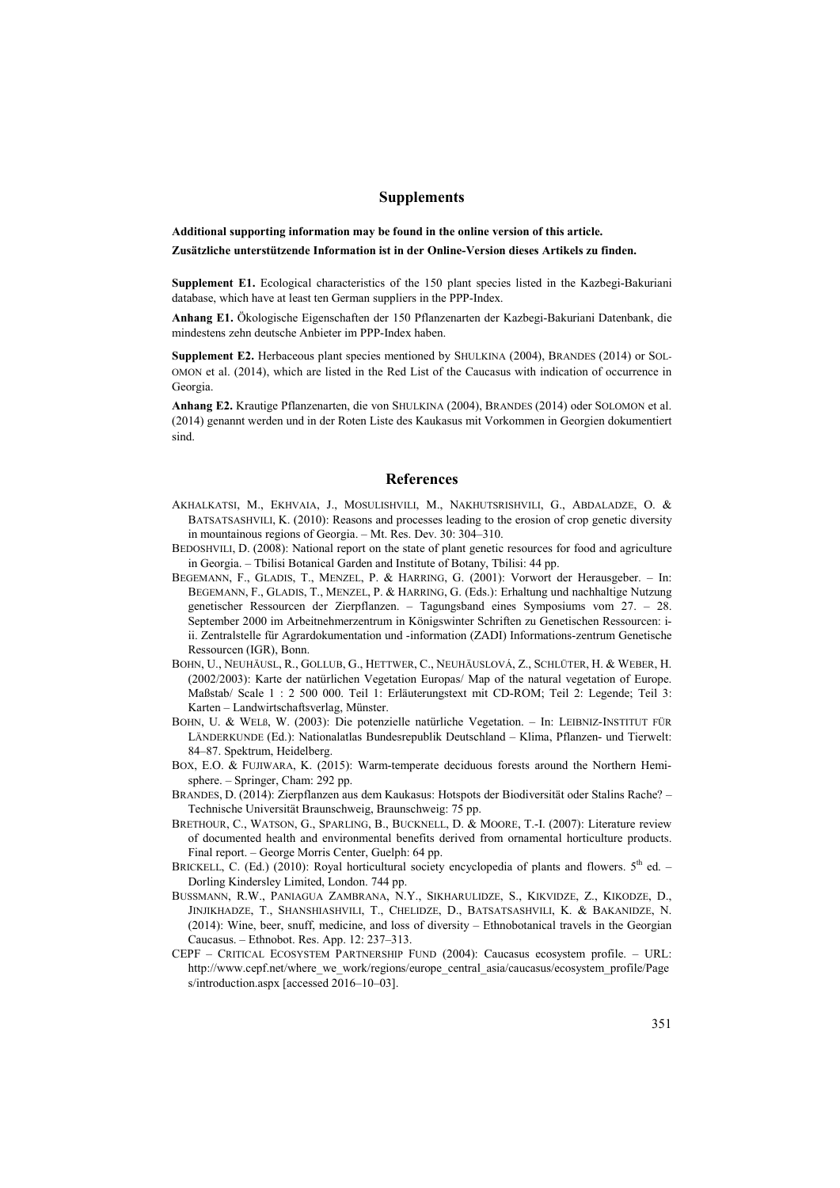## Supplements

**Additional supporting information may be found in the online version of this article.**
**Zusätzliche unterstützende Information ist in der Online-Version dieses Artikels zu finden.**

**Supplement E1.** Ecological characteristics of the 150 plant species listed in the Kazbegi-Bakuriani database, which have at least ten German suppliers in the PPP-Index.

**Anhang E1.** Ökologische Eigenschaften der 150 Pflanzenarten der Kazbegi-Bakuriani Datenbank, die mindestens zehn deutsche Anbieter im PPP-Index haben.

**Supplement E2.** Herbaceous plant species mentioned by SHULKINA (2004), BRANDES (2014) or SOLOMON et al. (2014), which are listed in the Red List of the Caucasus with indication of occurrence in Georgia.

**Anhang E2.** Krautige Pflanzenarten, die von SHULKINA (2004), BRANDES (2014) oder SOLOMON et al. (2014) genannt werden und in der Roten Liste des Kaukasus mit Vorkommen in Georgien dokumentiert sind.

## References

AKHALKATSI, M., EKHVAIA, J., MOSULISHVILI, M., NAKHUTSRISHVILI, G., ABDALADZE, O. & BATSATSASHVILI, K. (2010): Reasons and processes leading to the erosion of crop genetic diversity in mountainous regions of Georgia. – Mt. Res. Dev. 30: 304–310.

BEDOSHVILI, D. (2008): National report on the state of plant genetic resources for food and agriculture in Georgia. – Tbilisi Botanical Garden and Institute of Botany, Tbilisi: 44 pp.

BEGEMANN, F., GLADIS, T., MENZEL, P. & HARRING, G. (2001): Vorwort der Herausgeber. – In: BEGEMANN, F., GLADIS, T., MENZEL, P. & HARRING, G. (Eds.): Erhaltung und nachhaltige Nutzung genetischer Ressourcen der Zierpflanzen. – Tagungsband eines Symposiums vom 27. – 28. September 2000 im Arbeitnehmerzentrum in Königswinter Schriften zu Genetischen Ressourcen: i-ii. Zentralstelle für Agrardokumentation und -information (ZADI) Informations-zentrum Genetische Ressourcen (IGR), Bonn.

BOHN, U., NEUHÄUSL, R., GOLLUB, G., HETTWER, C., NEUHÄUSLOVÁ, Z., SCHLÜTER, H. & WEBER, H. (2002/2003): Karte der natürlichen Vegetation Europas/ Map of the natural vegetation of Europe. Maßstab/ Scale 1 : 2 500 000. Teil 1: Erläuterungstext mit CD-ROM; Teil 2: Legende; Teil 3: Karten – Landwirtschaftsverlag, Münster.

BOHN, U. & WELß, W. (2003): Die potenzielle natürliche Vegetation. – In: LEIBNIZ-INSTITUT FÜR LÄNDERKUNDE (Ed.): Nationalatlas Bundesrepublik Deutschland – Klima, Pflanzen- und Tierwelt: 84–87. Spektrum, Heidelberg.

BOX, E.O. & FUJIWARA, K. (2015): Warm-temperate deciduous forests around the Northern Hemisphere. – Springer, Cham: 292 pp.

BRANDES, D. (2014): Zierpflanzen aus dem Kaukasus: Hotspots der Biodiversität oder Stalins Rache? – Technische Universität Braunschweig, Braunschweig: 75 pp.

BRETHOUR, C., WATSON, G., SPARLING, B., BUCKNELL, D. & MOORE, T.-I. (2007): Literature review of documented health and environmental benefits derived from ornamental horticulture products. Final report. – George Morris Center, Guelph: 64 pp.

BRICKELL, C. (Ed.) (2010): Royal horticultural society encyclopedia of plants and flowers. 5th ed. – Dorling Kindersley Limited, London. 744 pp.

BUSSMANN, R.W., PANIAGUA ZAMBRANA, N.Y., SIKHARULIDZE, S., KIKVIDZE, Z., KIKODZE, D., JINJIKHADZE, T., SHANSHIASHVILI, T., CHELIDZE, D., BATSATSASHVILI, K. & BAKANIDZE, N. (2014): Wine, beer, snuff, medicine, and loss of diversity – Ethnobotanical travels in the Georgian Caucasus. – Ethnobot. Res. App. 12: 237–313.

CEPF – CRITICAL ECOSYSTEM PARTNERSHIP FUND (2004): Caucasus ecosystem profile. – URL: http://www.cepf.net/where_we_work/regions/europe_central_asia/caucasus/ecosystem_profile/Pages/introduction.aspx [accessed 2016–10–03].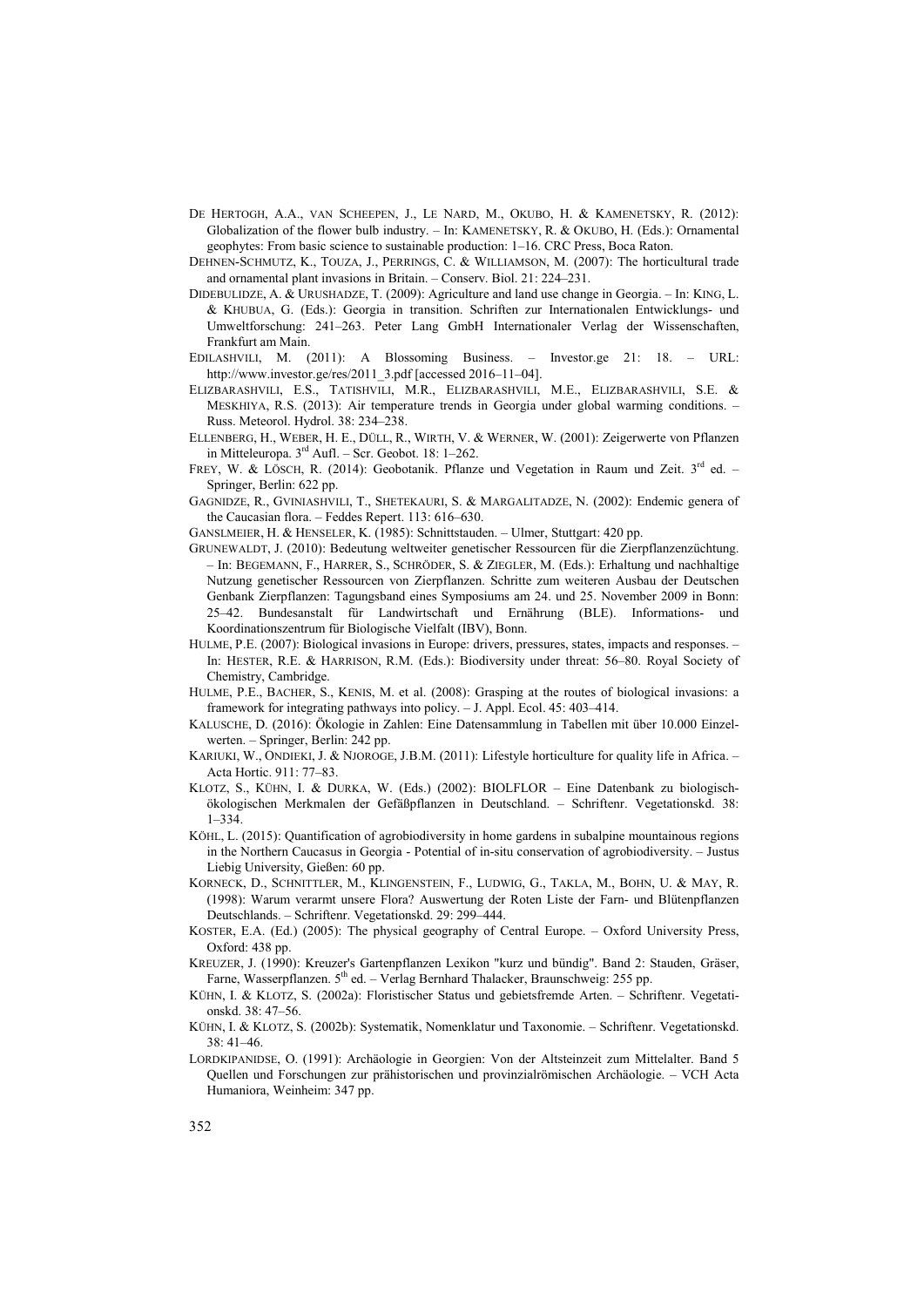DE HERTOGH, A.A., VAN SCHEEPEN, J., LE NARD, M., OKUBO, H. & KAMENETSKY, R. (2012): Globalization of the flower bulb industry. – In: KAMENETSKY, R. & OKUBO, H. (Eds.): Ornamental geophytes: From basic science to sustainable production: 1–16. CRC Press, Boca Raton.

DEHNEN-SCHMUTZ, K., TOUZA, J., PERRINGS, C. & WILLIAMSON, M. (2007): The horticultural trade and ornamental plant invasions in Britain. – Conserv. Biol. 21: 224–231.

DIDEBULIDZE, A. & URUSHADZE, T. (2009): Agriculture and land use change in Georgia. – In: KING, L. & KHUBUA, G. (Eds.): Georgia in transition. Schriften zur Internationalen Entwicklungs- und Umweltforschung: 241–263. Peter Lang GmbH Internationaler Verlag der Wissenschaften, Frankfurt am Main.

EDILASHVILI, M. (2011): A Blossoming Business. – Investor.ge 21: 18. – URL: http://www.investor.ge/res/2011_3.pdf [accessed 2016–11–04].

ELIZBARASHVILI, E.S., TATISHVILI, M.R., ELIZBARASHVILI, M.E., ELIZBARASHVILI, S.E. & MESKHIYA, R.S. (2013): Air temperature trends in Georgia under global warming conditions. – Russ. Meteorol. Hydrol. 38: 234–238.

ELLENBERG, H., WEBER, H. E., DÜLL, R., WIRTH, V. & WERNER, W. (2001): Zeigerwerte von Pflanzen in Mitteleuropa. 3rd Aufl. – Scr. Geobot. 18: 1–262.

FREY, W. & LÖSCH, R. (2014): Geobotanik. Pflanze und Vegetation in Raum und Zeit. 3rd ed. – Springer, Berlin: 622 pp.

GAGNIDZE, R., GVINIASHVILI, T., SHETEKAURI, S. & MARGALITADZE, N. (2002): Endemic genera of the Caucasian flora. – Feddes Repert. 113: 616–630.

GANSLMEIER, H. & HENSELER, K. (1985): Schnittstauden. – Ulmer, Stuttgart: 420 pp.

GRUNEWALDT, J. (2010): Bedeutung weltweiter genetischer Ressourcen für die Zierpflanzenzüchtung. – In: BEGEMANN, F., HARRER, S., SCHRÖDER, S. & ZIEGLER, M. (Eds.): Erhaltung und nachhaltige Nutzung genetischer Ressourcen von Zierpflanzen. Schritte zum weiteren Ausbau der Deutschen Genbank Zierpflanzen: Tagungsband eines Symposiums am 24. und 25. November 2009 in Bonn: 25–42. Bundesanstalt für Landwirtschaft und Ernährung (BLE). Informations- und Koordinationszentrum für Biologische Vielfalt (IBV), Bonn.

HULME, P.E. (2007): Biological invasions in Europe: drivers, pressures, states, impacts and responses. – In: HESTER, R.E. & HARRISON, R.M. (Eds.): Biodiversity under threat: 56–80. Royal Society of Chemistry, Cambridge.

HULME, P.E., BACHER, S., KENIS, M. et al. (2008): Grasping at the routes of biological invasions: a framework for integrating pathways into policy. – J. Appl. Ecol. 45: 403–414.

KALUSCHE, D. (2016): Ökologie in Zahlen: Eine Datensammlung in Tabellen mit über 10.000 Einzelwerten. – Springer, Berlin: 242 pp.

KARIUKI, W., ONDIEKI, J. & NJOROGE, J.B.M. (2011): Lifestyle horticulture for quality life in Africa. – Acta Hortic. 911: 77–83.

KLOTZ, S., KÜHN, I. & DURKA, W. (Eds.) (2002): BIOLFLOR – Eine Datenbank zu biologisch-ökologischen Merkmalen der Gefäßpflanzen in Deutschland. – Schriftenr. Vegetationskd. 38: 1–334.

KÖHL, L. (2015): Quantification of agrobiodiversity in home gardens in subalpine mountainous regions in the Northern Caucasus in Georgia - Potential of in-situ conservation of agrobiodiversity. – Justus Liebig University, Gießen: 60 pp.

KORNECK, D., SCHNITTLER, M., KLINGENSTEIN, F., LUDWIG, G., TAKLA, M., BOHN, U. & MAY, R. (1998): Warum verarmt unsere Flora? Auswertung der Roten Liste der Farn- und Blütenpflanzen Deutschlands. – Schriftenr. Vegetationskd. 29: 299–444.

KOSTER, E.A. (Ed.) (2005): The physical geography of Central Europe. – Oxford University Press, Oxford: 438 pp.

KREUZER, J. (1990): Kreuzer's Gartenpflanzen Lexikon "kurz und bündig". Band 2: Stauden, Gräser, Farne, Wasserpflanzen. 5th ed. – Verlag Bernhard Thalacker, Braunschweig: 255 pp.

KÜHN, I. & KLOTZ, S. (2002a): Floristischer Status und gebietsfremde Arten. – Schriftenr. Vegetationskd. 38: 47–56.

KÜHN, I. & KLOTZ, S. (2002b): Systematik, Nomenklatur und Taxonomie. – Schriftenr. Vegetationskd. 38: 41–46.

LORDKIPANIDSE, O. (1991): Archäologie in Georgien: Von der Altsteinzeit zum Mittelalter. Band 5 Quellen und Forschungen zur prähistorischen und provinzialrömischen Archäologie. – VCH Acta Humaniora, Weinheim: 347 pp.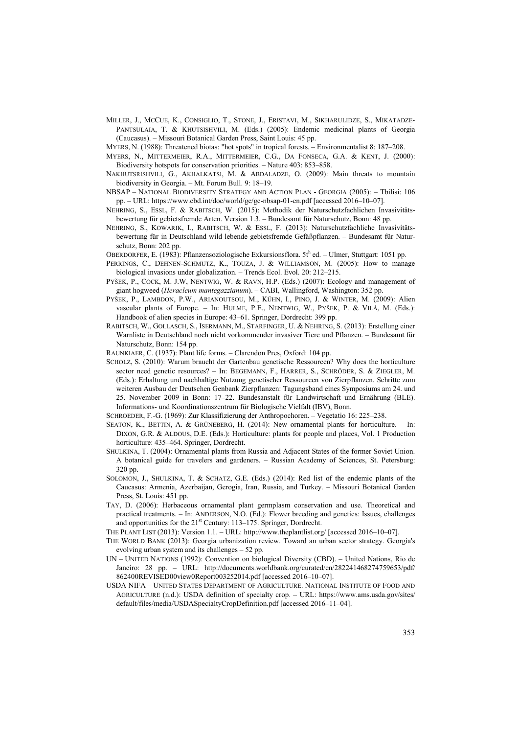MILLER, J., MCCUE, K., CONSIGLIO, T., STONE, J., ERISTAVI, M., SIKHARULIDZE, S., MIKATADZE-PANTSULAIA, T. & KHUTSISHVILI, M. (Eds.) (2005): Endemic medicinal plants of Georgia (Caucasus). – Missouri Botanical Garden Press, Saint Louis: 45 pp.

MYERS, N. (1988): Threatened biotas: "hot spots" in tropical forests. – Environmentalist 8: 187–208.

MYERS, N., MITTERMEIER, R.A., MITTERMEIER, C.G., DA FONSECA, G.A. & KENT, J. (2000): Biodiversity hotspots for conservation priorities. – Nature 403: 853–858.

NAKHUTSRISHVILI, G., AKHALKATSI, M. & ABDALADZE, O. (2009): Main threats to mountain biodiversity in Georgia. – Mt. Forum Bull. 9: 18–19.

NBSAP – NATIONAL BIODIVERSITY STRATEGY AND ACTION PLAN - GEORGIA (2005): – Tbilisi: 106 pp. – URL: https://www.cbd.int/doc/world/ge/ge-nbsap-01-en.pdf [accessed 2016–10–07].

NEHRING, S., ESSL, F. & RABITSCH, W. (2015): Methodik der Naturschutzfachlichen Invasivitätsbewertung für gebietsfremde Arten. Version 1.3. – Bundesamt für Naturschutz, Bonn: 48 pp.

NEHRING, S., KOWARIK, I., RABITSCH, W. & ESSL, F. (2013): Naturschutzfachliche Invasivitätsbewertung für in Deutschland wild lebende gebietsfremde Gefäßpflanzen. – Bundesamt für Naturschutz, Bonn: 202 pp.

OBERDORFER, E. (1983): Pflanzensoziologische Exkursionsflora. 5t$^{h}$ ed. – Ulmer, Stuttgart: 1051 pp.

PERRINGS, C., DEHNEN-SCHMUTZ, K., TOUZA, J. & WILLIAMSON, M. (2005): How to manage biological invasions under globalization. – Trends Ecol. Evol. 20: 212–215.

PYŠEK, P., COCK, M. J.W, NENTWIG, W. & RAVN, H.P. (Eds.) (2007): Ecology and management of giant hogweed (*Heracleum mantegazzianum*). – CABI, Wallingford, Washington: 352 pp.

PYŠEK, P., LAMBDON, P.W., ARIANOUTSOU, M., KÜHN, I., PINO, J. & WINTER, M. (2009): Alien vascular plants of Europe. – In: HULME, P.E., NENTWIG, W., PYŠEK, P. & VILÀ, M. (Eds.): Handbook of alien species in Europe: 43–61. Springer, Dordrecht: 399 pp.

RABITSCH, W., GOLLASCH, S., ISERMANN, M., STARFINGER, U. & NEHRING, S. (2013): Erstellung einer Warnliste in Deutschland noch nicht vorkommender invasiver Tiere und Pflanzen. – Bundesamt für Naturschutz, Bonn: 154 pp.

RAUNKIAER, C. (1937): Plant life forms. – Clarendon Pres, Oxford: 104 pp.

SCHOLZ, S. (2010): Warum braucht der Gartenbau genetische Ressourcen? Why does the horticulture sector need genetic resources? – In: BEGEMANN, F., HARRER, S., SCHRÖDER, S. & ZIEGLER, M. (Eds.): Erhaltung und nachhaltige Nutzung genetischer Ressourcen von Zierpflanzen. Schritte zum weiteren Ausbau der Deutschen Genbank Zierpflanzen: Tagungsband eines Symposiums am 24. und 25. November 2009 in Bonn: 17–22. Bundesanstalt für Landwirtschaft und Ernährung (BLE). Informations- und Koordinationszentrum für Biologische Vielfalt (IBV), Bonn.

SCHROEDER, F.-G. (1969): Zur Klassifizierung der Anthropochoren. – Vegetatio 16: 225–238.

SEATON, K., BETTIN, A. & GRÜNEBERG, H. (2014): New ornamental plants for horticulture. – In: DIXON, G.R. & ALDOUS, D.E. (Eds.): Horticulture: plants for people and places, Vol. 1 Production horticulture: 435–464. Springer, Dordrecht.

SHULKINA, T. (2004): Ornamental plants from Russia and Adjacent States of the former Soviet Union. A botanical guide for travelers and gardeners. – Russian Academy of Sciences, St. Petersburg: 320 pp.

SOLOMON, J., SHULKINA, T. & SCHATZ, G.E. (Eds.) (2014): Red list of the endemic plants of the Caucasus: Armenia, Azerbaijan, Gerogia, Iran, Russia, and Turkey. – Missouri Botanical Garden Press, St. Louis: 451 pp.

TAY, D. (2006): Herbaceous ornamental plant germplasm conservation and use. Theoretical and practical treatments. – In: ANDERSON, N.O. (Ed.): Flower breeding and genetics: Issues, challenges and opportunities for the 21$^{st}$ Century: 113–175. Springer, Dordrecht.

THE PLANT LIST (2013): Version 1.1. – URL: http://www.theplantlist.org/ [accessed 2016–10–07].

THE WORLD BANK (2013): Georgia urbanization review. Toward an urban sector strategy. Georgia's evolving urban system and its challenges – 52 pp.

UN – UNITED NATIONS (1992): Convention on biological Diversity (CBD). – United Nations, Rio de Janeiro: 28 pp. – URL: http://documents.worldbank.org/curated/en/282241468274759653/pdf/862400REVISED00view0Report003252014.pdf [accessed 2016–10–07].

USDA NIFA – UNITED STATES DEPARTMENT OF AGRICULTURE. NATIONAL INSTITUTE OF FOOD AND AGRICULTURE (n.d.): USDA definition of specialty crop. – URL: https://www.ams.usda.gov/sites/default/files/media/USDASpecialtyCropDefinition.pdf [accessed 2016–11–04].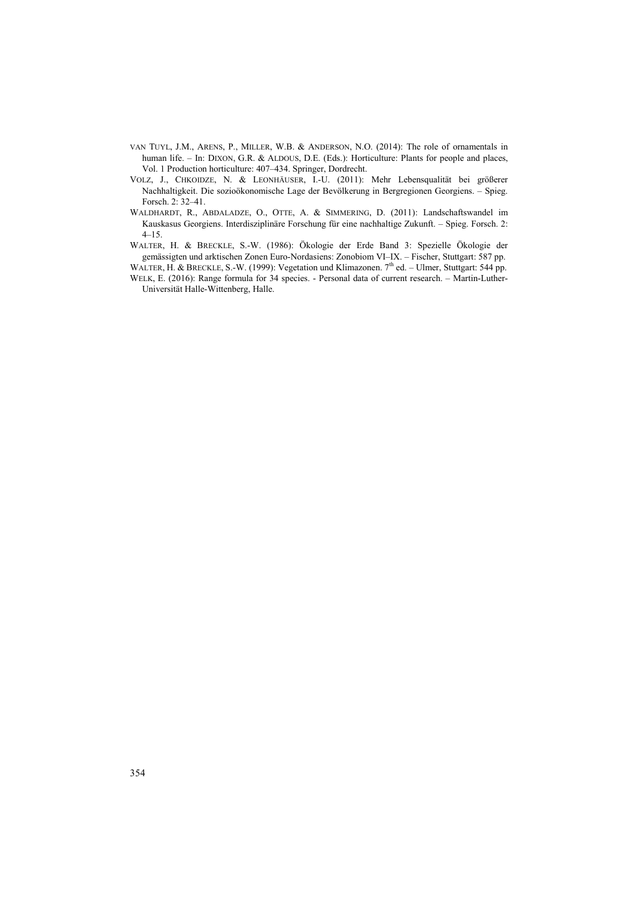VAN TUYL, J.M., ARENS, P., MILLER, W.B. & ANDERSON, N.O. (2014): The role of ornamentals in human life. – In: DIXON, G.R. & ALDOUS, D.E. (Eds.): Horticulture: Plants for people and places, Vol. 1 Production horticulture: 407–434. Springer, Dordrecht.

VOLZ, J., CHKOIDZE, N. & LEONHÄUSER, I.-U. (2011): Mehr Lebensqualität bei größerer Nachhaltigkeit. Die sozioökonomische Lage der Bevölkerung in Bergregionen Georgiens. – Spieg. Forsch. 2: 32–41.

WALDHARDT, R., ABDALADZE, O., OTTE, A. & SIMMERING, D. (2011): Landschaftswandel im Kauskasus Georgiens. Interdisziplinäre Forschung für eine nachhaltige Zukunft. – Spieg. Forsch. 2: 4–15.

WALTER, H. & BRECKLE, S.-W. (1986): Ökologie der Erde Band 3: Spezielle Ökologie der gemässigten und arktischen Zonen Euro-Nordasiens: Zonobiom VI–IX. – Fischer, Stuttgart: 587 pp.

WALTER, H. & BRECKLE, S.-W. (1999): Vegetation und Klimazonen. 7th ed. – Ulmer, Stuttgart: 544 pp.

WELK, E. (2016): Range formula for 34 species. - Personal data of current research. – Martin-Luther-Universität Halle-Wittenberg, Halle.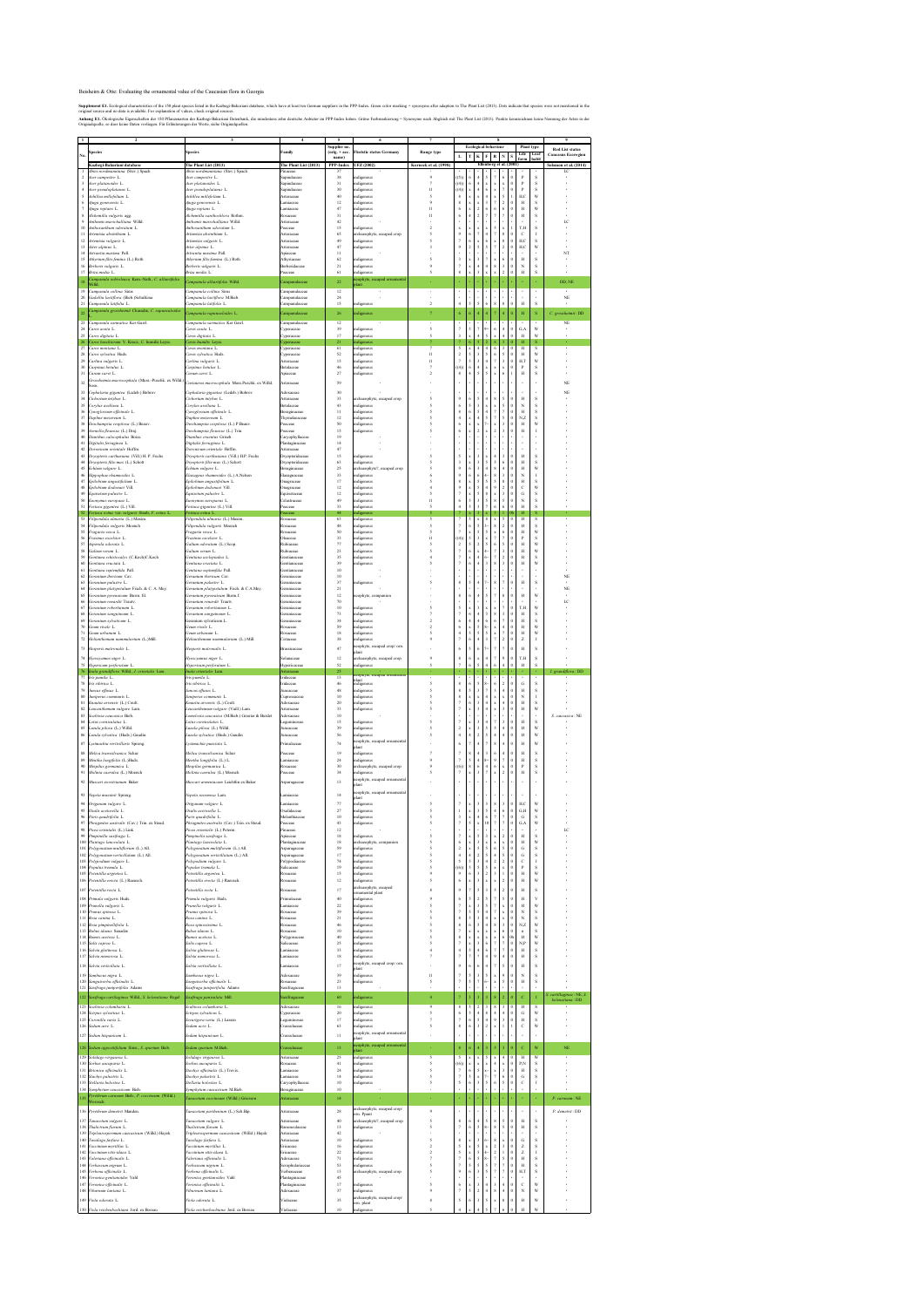Bensheim & Otte: Evaluating the ornamental value of the Caucasian flora in Georgia

**Supplement E1.** Ecological characteristics of the 150 plant species listed in the Kadberg-Bakuriani database, which have at least ten German suppliers in the PPP-Index. Green color marking = synonyms after adaption to The Plant List (2013). Dots indicate that species were not mentioned in the original source and no data is available. For explanation of values, check original sources.

**Anhang E1.** Ökologische Eigenschaften der 150 Pflanzenarten der Kadberg-Bakuriani Datenbank, die mindestens zehn deutsche Anbieter im PPP-Index haben. Grüne Farbmarkierung = Synonyme nach Abgleich mit The Plant List (2013). Punkte kennzeichnen keine Nennung der Arten in der Originalquelle, so dass keine Daten vorliegen. Für Erläuterungen der Werte, siehe Originalquellen.

| 1 | 2 | 3 | 4 | 5 | 6 | 7 | 8 | 9 |
|---|---|---|---|---|---|---|---|---|
| No. | Species | Species | Family | Supplier no. (orig. + syn. name) | Floristic status Germany | Range type | Ecological behaviour (L, T, K, F, R, N; Plant type: Life form, Leaf habit) | Red List status Caucasus Ecoregion |
| | Kadberg-Bakuriani database | The Plant List (2013) | The Plant List (2013) | PPP-Index | UFZ (2002) | Kornerck et al. (1998) | Ellenberg et al. (2001) | Solomon et al. (2014) |
| 1 | *Abies nordmanniana* (Stev.) Spach | *Abies nordmanniana* (Stev.) Spach | Pinaceae | 37 | · | · | · | LC |
| 2 | *Acer campestre* L. | *Acer campestre* L. | Sapindaceae | 38 | indigenous | 9 | | · |
| 3 | *Acer platanoides* L. | *Acer platanoides* L. | Sapindaceae | 31 | indigenous | 7 | | · |
| 4 | *Acer pseudoplatanus* L. | *Acer pseudoplatanus* L. | Sapindaceae | 30 | indigenous | 11 | | · |
| 5 | *Achillea millefolium* L. | *Achillea millefolium* L. | Asteraceae | 40 | indigenous | 5 | | · |
| 6 | *Ajuga genevensis* L. | *Ajuga genevensis* L. | Lamiaceae | 12 | indigenous | 9 | | · |
| 7 | *Ajuga reptans* L. | *Ajuga reptans* L. | Lamiaceae | 47 | indigenous | 11 | | · |
| 8 | *Alchemilla vulgaris* agg. | *Alchemilla xanthochlora* Rothm. | Rosaceae | 31 | indigenous | 11 | | · |
| 9 | *Anthemis marschalliana* Willd. | *Anthemis marschalliana* Willd. | Asteraceae | 42 | · | · | · | LC |
| 10 | *Anthoxanthum odoratum* L. | *Anthoxanthum odoratum* L. | Poaceae | 15 | indigenous | 2 | | · |
| 11 | *Artemisia absinthium* L. | *Artemisia absinthium* L. | Asteraceae | 65 | archaeophyte, escaped crop | 5 | | · |
| 12 | *Artemisia vulgaris* L. | *Artemisia vulgaris* L. | Asteraceae | 49 | indigenous | 5 | | · |
| 13 | *Aster alpinus* L. | *Aster alpinus* L. | Asteraceae | 47 | indigenous | 3 | | · |
| 14 | *Astrantia maxima* Pall. | *Astrantia maxima* Pall. | Apiaceae | 31 | · | · | · | NT |
| 15 | *Athyrium filix-femina* (L.) Roth | *Athyrium filix-femina* (L.) Roth | Athyriaceae | 62 | indigenous | 5 | | · |
| 16 | *Berberis vulgaris* L. | *Berberis vulgaris* L. | Berberidaceae | 21 | indigenous | 9 | | · |
| 17 | *Briza media* L. | *Briza media* L. | Poaceae | 61 | indigenous | 5 | | · |
| 18 | *Campanula sarmatica*, Kara-Nath., *C. alliariifolia* Willd. | *Campanula alliariifolia* Willd. | Campanulaceae | 22 | neophyte, escaped ornamental plant | · | · | DD, NE |
| 19 | *Campanula collina* Sims | *Campanula collina* Sims | Campanulaceae | 12 | · | · | · | · |
| 20 | *Gadellia lactiflora* (Bieb.) Schulkina | *Campanula lactiflora* M.Bieb. | Campanulaceae | 24 | · | · | · | NE |
| 21 | *Campanula latifolia* L. | *Campanula latifolia* L. | Campanulaceae | 15 | indigenous | 2 | | · |
| 22 | *Campanula grossheimii* Charadze, *C. rapunculoides* L. | *Campanula rapunculoides* L. | Campanulaceae | 26 | indigenous | 7 | | *C. grossheimii*: DD |
| 23 | *Campanula sarmatica* Ker-Gawl. | *Campanula sarmatica* Ker-Gawl. | Campanulaceae | 12 | · | · | · | NE |
| 24 | *Carex acuta* L. | *Carex acuta* L. | Cyperaceae | 39 | indigenous | 5 | | · |
| 25 | *Carex digitata* L. | *Carex digitata* L. | Cyperaceae | 17 | indigenous | 5 | | · |
| 26 | *Carex leucochroma* V. Krecz, *C. humilis* Leyss. | *Carex humilis* Leyss. | Cyperaceae | 21 | indigenous | 7 | | · |
| 27 | *Carex montana* L. | *Carex montana* L. | Cyperaceae | 14 | indigenous | 5 | | · |
| 28 | *Carex sylvatica* Huds. | *Carex sylvatica* Huds. | Cyperaceae | 52 | indigenous | 11 | | · |
| 29 | *Carlina vulgaris* L. | *Carlina vulgaris* L. | Asteraceae | 15 | indigenous | 11 | | · |
| 30 | *Carpinus betulus* L. | *Carpinus betulus* L. | Betulaceae | 46 | indigenous | 7 | | · |
| 31 | *Carum carvi* L. | *Carum carvi* L. | Apiaceae | 27 | indigenous | 2 | | · |
| 32 | *Centaurea macrocephala* (Muss.-Puschk. ex Willd.) Sosn. | *Centaurea macrocephala* Muss.Puschk. ex Willd. | Asteraceae | 59 | · | · | · | NE |
| 33 | *Cephalaria gigantea* (Ledeb.) Bobrov | *Cephalaria gigantea* (Ledeb.) Bobrov | Adoxaceae | 30 | · | · | · | NE |
| 34 | *Cichorium intybus* L. | *Cichorium intybus* L. | Asteraceae | 35 | archaeophyte, escaped crop | 9 | | · |
| 35 | *Corylus avellana* L. | *Corylus avellana* L. | Betulaceae | 41 | indigenous | 5 | | · |
| 36 | *Cynoglossum officinale* L. | *Cynoglossum officinale* L. | Boraginaceae | 11 | indigenous | 5 | | · |
| 37 | *Daphne mezereum* L. | *Daphne mezereum* L. | Thymelaeaceae | 12 | indigenous | 5 | | · |
| 38 | *Deschampsia cespitosa* (L.) Beauv. | *Deschampsia cespitosa* (L.) P.Beauv. | Poaceae | 50 | indigenous | 5 | | · |
| 39 | *Avenella flexuosa* (L.) Drej. | *Deschampsia flexuosa* (L.) Trin. | Poaceae | 13 | indigenous | 5 | | · |
| 40 | *Dianthus caucaspitulus* Boiss. | *Dianthus cruentus* Griseb. | Caryophyllaceae | 19 | · | · | · | · |
| 41 | *Digitalis ferruginea* L. | *Digitalis ferruginea* L. | Plantaginaceae | 14 | · | · | · | · |
| 42 | *Doronicum orientale* Hoffm. | *Doronicum orientale* Hoffm. | Asteraceae | 47 | · | · | · | · |
| 43 | *Dryopteris carthusiana* (Vill.) H. P. Fuchs | *Dryopteris carthusiana* (Vill.) H.P. Fuchs | Dryopteridaceae | 15 | indigenous | 5 | | · |
| 44 | *Dryopteris filix-mas* (L.) Schott | *Dryopteris filix-mas* (L.) Schott | Dryopteridaceae | 63 | indigenous | 5 | | · |
| 45 | *Echium vulgare* L. | *Echium vulgare* L. | Boraginaceae | 25 | archaeophyte?, escaped crop | 5 | | · |
| 46 | *Hippophae rhamnoides* L. | *Elaeagnus rhamnoides* (L.) A.Nelson | Elaeagnaceae | 33 | indigenous | 6 | | · |
| 47 | *Epilobium angustifolium* L. | *Epilobium angustifolium* L. | Onagraceae | 17 | indigenous | 5 | | · |
| 48 | *Epilobium dodonaei* Vill. | *Epilobium dodonaei* Vill. | Onagraceae | 12 | indigenous | 5 | | · |
| 49 | *Equisetum palustre* L. | *Equisetum palustre* L. | Equisetaceae | 12 | indigenous | 5 | | · |
| 50 | *Euonymus europaeus* L. | *Euonymus europaeus* L. | Celastraceae | 49 | indigenous | 11 | | · |
| 51 | *Festuca gigantea* (L.) Vill. | *Festuca gigantea* (L.) Vill. | Poaceae | 33 | indigenous | 5 | | · |
| 52 | *Festuca rubra* var. *vulgaris* Hauls, *F. rubra* L. | *Festuca rubra* L. | Poaceae | 40 | indigenous | 5 | | · |
| 53 | *Filipendula ulmaria* (L.) Maxim. | *Filipendula ulmaria* (L.) Maxim. | Rosaceae | 63 | indigenous | 5 | | · |
| 54 | *Filipendula vulgaris* Moench | *Filipendula vulgaris* Moench | Rosaceae | 48 | indigenous | 5 | | · |
| 55 | *Fragaria vesca* L. | *Fragaria vesca* L. | Rosaceae | 50 | indigenous | 5 | | · |
| 56 | *Fraxinus excelsior* L. | *Fraxinus excelsior* L. | Oleaceae | 33 | indigenous | 11 | | · |
| 57 | *Asperula odorata* L. | *Galium odoratum* (L.) Scop. | Rubiaceae | 77 | indigenous | 5 | | · |
| 58 | *Galium verum* L. | *Galium verum* L. | Rubiaceae | 23 | indigenous | 5 | | · |
| 59 | *Gentiana schistocalyx* (C.Koch) C.Koch | *Gentiana asclepiadea* L. | Gentianaceae | 35 | indigenous | 4 | | · |
| 60 | *Gentiana cruciata* L. | *Gentiana cruciata* L. | Gentianaceae | 39 | indigenous | 5 | | · |
| 61 | *Gentiana septemfida* Pall. | *Gentiana septemfida* Pall. | Gentianaceae | 61 | · | · | · | · |
| 62 | *Geranium ibericum* Cav. | *Geranium ibericum* Cav. | Geraniaceae | 10 | · | · | · | NE |
| 63 | *Geranium palustre* L. | *Geranium palustre* L. | Geraniaceae | 37 | indigenous | 5 | | · |
| 64 | *Geranium platypetalum* Fisch. & C.A. Mey. | *Geranium platypetalum* Fisch. & C.A.Mey. | Geraniaceae | 21 | · | · | · | NE |
| 65 | *Geranium pyrenaicum* Burm. fil. | *Geranium pyrenaicum* Burm.f. | Geraniaceae | 12 | neophyte, companion | 6 | | · |
| 66 | *Geranium renardii* Trautv. | *Geranium renardii* Trautv. | Geraniaceae | 70 | · | · | · | LC |
| 67 | *Geranium robertianum* L. | *Geranium robertianum* L. | Geraniaceae | 10 | indigenous | 5 | | · |
| 68 | *Geranium sanguineum* L. | *Geranium sanguineum* L. | Geraniaceae | 74 | indigenous | 7 | | · |
| 69 | *Geranium sylvaticum* L. | *Geranium sylvaticum* L. | Geraniaceae | 34 | indigenous | 2 | | · |
| 70 | *Geum rivale* L. | *Geum rivale* L. | Rosaceae | 59 | indigenous | 2 | | · |
| 71 | *Geum urbanum* L. | *Geum urbanum* L. | Rosaceae | 15 | indigenous | 5 | | · |
| 72 | *Helianthemum nummularium* (L.) Mill. | *Helianthemum nummularium* (L.) Mill. | Cistaceae | 38 | indigenous | 9 | | · |
| 73 | *Hesperis matronalis* L. | *Hesperis matronalis* L. | Brassicaceae | 47 | neophyte, escaped crop/ orn. plant | 6 | | · |
| 74 | *Hyoscyamus niger* L. | *Hyoscyamus niger* L. | Solanaceae | 12 | archaeophyte, escaped crop | 9 | | · |
| 75 | *Hypericum perforatum* L. | *Hypericum perforatum* L. | Hypericaceae | 52 | indigenous | 5 | | · |
| 76 | *Inula grandiflora* Willd., *I. orientalis* Lam. | *Inula orientalis* Lam. | Asteraceae | 25 | neophyte, escaped ornamental plant | · | · | *I. grandiflora*: DD |
| 77 | *Iris pumila* L. | *Iris pumila* L. | Iridaceae | 13 | indigenous | · | | · |
| 78 | *Iris sibirica* L. | *Iris sibirica* L. | Iridaceae | 46 | indigenous | 5 | | · |
| 79 | *Juncus effusus* L. | *Juncus effusus* L. | Juncaceae | 40 | indigenous | 5 | | · |
| 80 | *Juniperus communis* L. | *Juniperus communis* L. | Cupressaceae | 10 | indigenous | 5 | | · |
| 81 | *Knautia arvensis* (L.) Coult. | *Knautia arvensis* (L.) Coult. | Adoxaceae | 20 | indigenous | 5 | | · |
| 82 | *Leucanthemum vulgare* Lam. | *Leucanthemum vulgare* (Vaill.) Lam. | Asteraceae | 33 | indigenous | 5 | | · |
| 83 | *Scabiosa caucasica* Bieb. | *Lomelosia caucasica* (M.Bieb.) Greuter & Burdet | Adoxaceae | 10 | · | · | · | *S. caucasica*: NE |
| 84 | *Lotus corniculatus* L. | *Lotus corniculatus* L. | Leguminosae | 15 | indigenous | 5 | | · |
| 85 | *Luzula pilosa* (L.) Willd. | *Luzula pilosa* (L.) Willd. | Juncaceae | 39 | indigenous | 5 | | · |
| 86 | *Luzula sylvatica* (Huds.) Gaudin | *Luzula sylvatica* (Huds.) Gaudin | Juncaceae | 56 | indigenous | 5 | | · |
| 87 | *Lysimachia verticillaris* Spreng. | *Lysimachia punctata* L. | Primulaceae | 74 | neophyte, escaped ornamental plant | 4 | | · |
| 88 | *Melica transsilvanica* Schur | *Melica transsilvanica* Schur | Poaceae | 19 | indigenous | 7 | | · |
| 89 | *Mentha longifolia* (L.) Huds. | *Mentha longifolia* (L.) L. | Lamiaceae | 24 | indigenous | 9 | | · |
| 90 | *Mespilus germanica* L. | *Mespilus germanica* L. | Rosaceae | 30 | archaeophyte, escaped crop | 9 | | · |
| 91 | *Molinia caerulea* (L.) Moench | *Molinia caerulea* (L.) Moench | Poaceae | 34 | indigenous | 5 | | · |
| 92 | *Muscari szovitsianum* Baker | *Muscari armeniacum* Leichtlin ex Baker | Asparagaceae | 13 | neophyte, escaped ornamental plant | · | · | · |
| 93 | *Nepeta mussinii* Spreng. | *Nepeta racemosa* Lam. | Lamiaceae | 14 | neophyte, escaped ornamental plant | · | · | · |
| 94 | *Origanum vulgare* L. | *Origanum vulgare* L. | Lamiaceae | 72 | indigenous | 5 | | · |
| 95 | *Oxalis acetosella* L. | *Oxalis acetosella* L. | Oxalidaceae | 27 | indigenous | 5 | | · |
| 96 | *Paris quadrifolia* L. | *Paris quadrifolia* L. | Melanthiaceae | 10 | indigenous | 5 | | · |
| 97 | *Phragmites australis* (Cav.) Trin. ex Steud. | *Phragmites australis* (Cav.) Trin. ex Steud. | Poaceae | 43 | indigenous | 5 | | · |
| 98 | *Picea orientalis* (L.) Link | *Picea orientalis* (L.) Peterm. | Pinaceae | 12 | · | · | · | LC |
| 99 | *Pimpinella saxifraga* L. | *Pimpinella saxifraga* L. | Apiaceae | 18 | indigenous | 7 | | · |
| 100 | *Plantago lanceolata* L. | *Plantago lanceolata* L. | Plantaginaceae | 18 | archaeophyte, companion | 5 | | · |
| 101 | *Polygonatum multiflorum* (L.) All. | *Polygonatum multiflorum* (L.) All. | Asparagaceae | 59 | indigenous | 5 | | · |
| 102 | *Polygonatum verticillatum* (L.) All. | *Polygonatum verticillatum* (L.) All. | Asparagaceae | 17 | indigenous | 5 | | · |
| 103 | *Polypodium vulgare* L. | *Polypodium vulgare* L. | Polypodiaceae | 74 | indigenous | 5 | | · |
| 104 | *Populus tremula* L. | *Populus tremula* L. | Salicaceae | 19 | indigenous | 5 | | · |
| 105 | *Potentilla argentea* L. | *Potentilla argentea* L. | Rosaceae | 15 | indigenous | 9 | | · |
| 106 | *Potentilla erecta* (L.) Raeusch. | *Potentilla erecta* (L.) Raeusch. | Rosaceae | 12 | indigenous | 5 | | · |
| 107 | *Potentilla recta* L. | *Potentilla recta* L. | Rosaceae | 17 | archaeophyte, escaped ornamental plant | 8 | | · |
| 108 | *Primula vulgaris* Huds. | *Primula vulgaris* Huds. | Primulaceae | 40 | indigenous | 9 | | · |
| 109 | *Prunella vulgaris* L. | *Prunella vulgaris* L. | Lamiaceae | 22 | indigenous | 5 | | · |
| 110 | *Prunus spinosa* L. | *Prunus spinosa* L. | Rosaceae | 39 | indigenous | 5 | | · |
| 111 | *Rosa canina* L. | *Rosa canina* L. | Rosaceae | 21 | indigenous | 5 | | · |
| 112 | *Rosa pimpinellifolia* L. | *Rosa spinosissima* L. | Rosaceae | 46 | indigenous | 5 | | · |
| 113 | *Rubus idaeus* Sanadze | *Rubus idaeus* L. | Rosaceae | 10 | indigenous | 5 | | · |
| 114 | *Rumex acetosa* L. | *Rumex acetosa* L. | Polygonaceae | 40 | indigenous | 5 | | · |
| 115 | *Salix caprea* L. | *Salix caprea* L. | Salicaceae | 25 | indigenous | 5 | | · |
| 116 | *Salvia glutinosa* L. | *Salvia glutinosa* L. | Lamiaceae | 15 | indigenous | 5 | | · |
| 117 | *Salvia nemorosa* L. | *Salvia nemorosa* L. | Lamiaceae | 18 | indigenous | 7 | | · |
| 118 | *Salvia verticillata* L. | *Salvia verticillata* L. | Lamiaceae | 17 | neophyte, escaped crop/ orn. plant | 9 | | · |
| 119 | *Sambucus nigra* L. | *Sambucus nigra* L. | Adoxaceae | 39 | indigenous | 11 | | · |
| 120 | *Sanguisorba officinalis* L. | *Sanguisorba officinalis* L. | Rosaceae | 23 | indigenous | 5 | | · |
| 121 | *Saxifraga juniperifolia* Adams | *Saxifraga juniperifolia* Adams | Saxifragaceae | 13 | · | · | · | · |
| 122 | *Saxifraga cartilaginea* Willd., *S. kolenatiana* Regel | *Saxifraga paniculata* Mill. | Saxifragaceae | 60 | indigenous | 4 | | *S. cartilaginea*: NE, *S. kolenatiana*: DD |
| 123 | *Scabiosa columbaria* L. | *Scabiosa columbaria* L. | Adoxaceae | 16 | indigenous | 9 | | · |
| 124 | *Scirpus sylvaticus* L. | *Scirpus sylvaticus* L. | Cyperaceae | 20 | indigenous | 5 | | · |
| 125 | *Coronilla varia* L. | *Securigera varia* (L.) Lassen | Leguminosae | 17 | indigenous | 7 | | · |
| 126 | *Sedum acre* L. | *Sedum acre* L. | Crassulaceae | 65 | indigenous | 5 | | · |
| 127 | *Sedum hispanicum* L. | *Sedum hispanicum* L. | Crassulaceae | 11 | neophyte, escaped ornamental plant | · | · | · |
| 128 | *Sedum oppositifolium* Sims., *S. spurium* Bieb. | *Sedum spurium* M.Bieb. | Crassulaceae | 13 | neophyte, escaped ornamental plant | · | · | NE |
| 129 | *Solidago virgaurea* L. | *Solidago virgaurea* L. | Asteraceae | 25 | indigenous | 5 | | · |
| 130 | *Sorbus aucuparia* L. | *Sorbus aucuparia* L. | Rosaceae | 41 | indigenous | 5 | | · |
| 131 | *Betonica officinalis* L. | *Stachys officinalis* (L.) Trevis. | Lamiaceae | 24 | indigenous | 5 | | · |
| 132 | *Stachys palustris* L. | *Stachys palustris* L. | Lamiaceae | 18 | indigenous | 5 | | · |
| 133 | *Stellaria holostea* L. | *Stellaria holostea* L. | Caryophyllaceae | 10 | indigenous | 5 | | · |
| 134 | *Symphytum caucasicum* Bieb. | *Symphytum caucasicum* M.Bieb. | Boraginaceae | 10 | · | · | · | · |
| 135 | *Pyrethrum coccineum* (Willd.) Worosch. | *Tanacetum coccineum* (Willd.) Grierson | Asteraceae | 18 | · | · | · | *P. coccineum*: NE |
| 136 | *Pyrethrum demetrii* Manden. | *Tanacetum parthenium* (L.) Sch.Bip. | Asteraceae | 28 | archaeophyte, escaped crop/ orn. Plant | 9 | | *P. demetrii*: DD |
| 137 | *Tanacetum vulgare* L. | *Tanacetum vulgare* L. | Asteraceae | 40 | archaeophyte?, escaped crop | 5 | | · |
| 138 | *Thalictrum flavum* L. | *Thalictrum flavum* L. | Ranunculaceae | 13 | indigenous | 5 | | · |
| 139 | *Tripleurospermum caucasicum* (Willd.) Hayek | *Tripleurospermum caucasicum* (Willd.) Hayek | Asteraceae | 42 | · | · | · | · |
| 140 | *Tussilago farfara* L. | *Tussilago farfara* L. | Asteraceae | 10 | indigenous | 5 | | · |
| 141 | *Vaccinium myrtillus* L. | *Vaccinium myrtillus* L. | Ericaceae | 16 | indigenous | 2 | | · |
| 142 | *Vaccinium vitis-idaea* L. | *Vaccinium vitis-idaea* L. | Ericaceae | 22 | indigenous | 2 | | · |
| 143 | *Valeriana officinalis* L. | *Valeriana officinalis* L. | Adoxaceae | 21 | indigenous | 7 | | · |
| 144 | *Verbascum nigrum* L. | *Verbascum nigrum* L. | Scrophulariaceae | 53 | indigenous | 5 | | · |
| 145 | *Verbena officinalis* L. | *Verbena officinalis* L. | Verbenaceae | 13 | archaeophyte, escaped crop | 9 | | · |
| 146 | *Veronica gentianoides* Vahl | *Veronica gentianoides* Vahl | Plantaginaceae | 45 | · | · | · | · |
| 147 | *Veronica officinalis* L. | *Veronica officinalis* L. | Plantaginaceae | 17 | indigenous | 5 | | · |
| 148 | *Viburnum lantana* L. | *Viburnum lantana* L. | Adoxaceae | 37 | indigenous | 9 | | · |
| 149 | *Viola odorata* L. | *Viola odorata* L. | Violaceae | 35 | archaeophyte, escaped crop/ orn. plant | 8 | | · |
| 150 | *Viola reichenbachiana* Jord. ex Boreau | *Viola reichenbachiana* Jord. ex Boreau | Violaceae | 10 | indigenous | 5 | | · |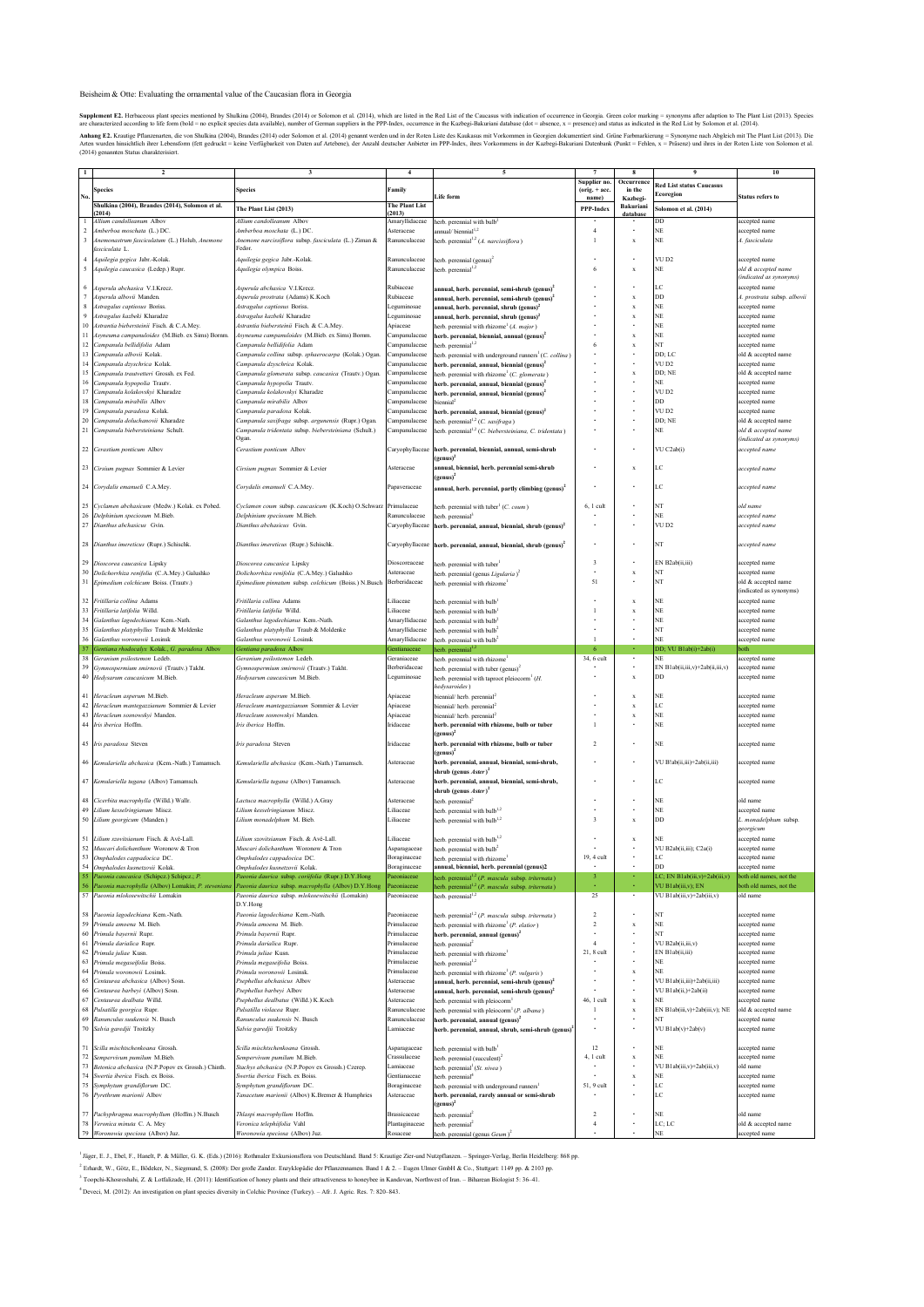Beisheim & Otte: Evaluating the ornamental value of the Caucasian flora in Georgia

**Supplement E2.** Herbaceous plant species mentioned by Shulkina (2004), Brandes (2014) or Solomon et al. (2014), which are listed in the Red List of the Caucasus with indication of occurrence in Georgia. Green color marking = synonyms after adaption to The Plant List (2013). Species are characterized according to life form (bold = no explicit species data available), number of German suppliers in the PPP-Index, occurrence in the Kazbegi-Bakuriani database (dot = absence, x = presence) and status as indicated in the Red List by Solomon et al. (2014).

**Anhang E2.** Krautige Pflanzenarten, die von Shulkina (2004), Brandes (2014) oder Solomon et al. (2014) genannt werden und in der Roten Liste des Kaukasus mit Vorkommen in Georgien dokumentiert sind. Grüne Farbmarkierung = Synonyme nach Abgleich mit The Plant List (2013). Die Arten wurden hinsichtlich ihrer Lebensform (fett gedruckt = keine Verfügbarkeit von Daten auf Artebene), der Anzahl deutscher Anbieter im PPP-Index, ihres Vorkommens in der Kazbegi-Bakuriani Datenbank (Punkt = Fehlen, x = Präsenz) und ihres in der Roten Liste von Solomon et al. (2014) genannten Status charakterisiert.

| 1 | 2 | 3 | 4 | 5 | 7 | 8 | 9 | 10 |
|---|---|---|---|---|---|---|---|---|
| No. | Species<br>Shulkina (2004), Brandes (2014), Solomon et al. (2014) | Species<br>The Plant List (2013) | Family<br>The Plant List (2013) | Life form | Supplier no. (orig. + acc. name)<br>PPP-Index | Occurrence in the Kazbegi-Bakuriani database | Red List status Caucasus Ecoregion<br>Solomon et al. (2014) | Status refers to |
| 1 | *Allium candolleanum* Albov | *Allium candolleanum* Albov | Amaryllidaceae | herb. perennial with bulb[2] | · | · | DD | accepted name |
| 2 | *Amberboa moschata* (L.) DC. | *Amberboa moschata* (L.) DC. | Asteraceae | annual/ biennial[1,2] | 4 | · | NE | accepted name |
| 3 | *Anemonastrum fasciculatum* (L.) Holub, *Anemone fasciculata* L. | *Anemone narcissiflora* subsp. *fasciculata* (L.) Ziman & Fedor. | Ranunculaceae | herb. perennial[1,2] (*A. narcissiflora*) | 1 | x | NE | *A. fasciculata* |
| 4 | *Aquilegia gegica* Jabr.-Kolak. | *Aquilegia gegica* Jabr.-Kolak. | Ranunculaceae | herb. perennial (genus)[2] | · | · | VU D2 | accepted name |
| 5 | *Aquilegia caucasica* (Ledep.) Rupr. | *Aquilegia olympica* Boiss. | Ranunculaceae | herb. perennial[1,2] | 6 | x | NE | old & accepted name (indicated as synonyms) |
| 6 | *Asperula abchasica* V.I.Krecz. | *Asperula abchasica* V.I.Krecz. | Rubiaceae | **annual, herb. perennial, semi-shrub (genus)[2]** | · | · | LC | accepted name |
| 7 | *Asperula albovii* Manden. | *Asperula prostrata* (Adams) K.Koch | Rubiaceae | **annual, herb. perennial, semi-shrub (genus)[2]** | · | x | DD | *A. prostrata* subsp. *albovii* |
| 8 | *Astragalus captiosus* Boriss. | *Astragalus captiosus* Boriss. | Leguminosae | **annual, herb. perennial, shrub (genus)[2]** | · | x | NE | accepted name |
| 9 | *Astragalus kazbeki* Kharadze | *Astragalus kazbeki* Kharadze | Leguminosae | **annual, herb. perennial, shrub (genus)[2]** | · | x | NE | accepted name |
| 10 | *Astrantia biebersteinii* Fisch. & C.A.Mey. | *Astrantia biebersteinii* Fisch. & C.A.Mey. | Apiaceae | herb. perennial with rhizome[1] (*A. major*) | · | · | NE | accepted name |
| 11 | *Asyneuma campanuloides* (M.Bieb. ex Sims) Bornm. | *Asyneuma campanuloides* (M.Bieb. ex Sims) Bornm. | Campanulaceae | **herb. perennial, biennial, annual (genus)[2]** | · | x | NE | accepted name |
| 12 | *Campanula bellidifolia* Adam | *Campanula bellidifolia* Adam | Campanulaceae | herb. perennial[1,2] | 6 | x | NT | accepted name |
| 13 | *Campanula albovii* Kolak. | *Campanula collina* subsp. *sphaerocarpa* (Kolak.) Ogan. | Campanulaceae | herb. perennial with underground runners[1] (*C. collina*) | · | · | DD; LC | old & accepted name |
| 14 | *Campanula dzyschrica* Kolak. | *Campanula dzyschrica* Kolak. | Campanulaceae | **herb. perennial, annual, biennial (genus)[2]** | · | · | VU D2 | accepted name |
| 15 | *Campanula trautvetteri* Grossh. ex Fed. | *Campanula glomerata* subsp. *caucasica* (Trautv.) Ogan. | Campanulaceae | herb. perennial with rhizome[1] (*C. glomerata*) | · | x | DD; NE | old & accepted name |
| 16 | *Campanula hypopolia* Trautv. | *Campanula hypopolia* Trautv. | Campanulaceae | **herb. perennial, annual, biennial (genus)[2]** | · | · | NE | accepted name |
| 17 | *Campanula kolakovskyi* Kharadze | *Campanula kolakovskyi* Kharadze | Campanulaceae | **herb. perennial, annual, biennial (genus)[2]** | · | · | VU D2 | accepted name |
| 18 | *Campanula mirabilis* Albov | *Campanula mirabilis* Albov | Campanulaceae | biennial[1] | · | · | DD | accepted name |
| 19 | *Campanula paradoxa* Kolak. | *Campanula paradoxa* Kolak. | Campanulaceae | **herb. perennial, annual, biennial (genus)[2]** | · | · | VU D2 | accepted name |
| 20 | *Campanula doluchanovii* Kharadze | *Campanula saxifraga* subsp. *argunensis* (Rupr.) Ogan. | Campanulaceae | herb. perennial[1,2] (*C. saxifraga*) | · | · | DD; NE | old & accepted name |
| 21 | *Campanula biebersteiniana* Schult. | *Campanula tridentata* subsp. *biebersteiniana* (Schult.) Ogan. | Campanulaceae | herb. perennial[1,2] (*C. biebersteiniana, C. tridentata*) | · | · | NE | old & accepted name (indicated as synonyms) |
| 22 | *Cerastium ponticum* Albov | *Cerastium ponticum* Albov | Caryophyllaceae | **herb. perennial, biennial, annual, semi-shrub (genus)[2]** | · | · | VU C2a(i) | accepted name |
| 23 | *Cirsium pugnax* Sommier & Levier | *Cirsium pugnax* Sommier & Levier | Asteraceae | **annual, biennial, herb. perennial semi-shrub (genus)[2]** | · | x | LC | accepted name |
| 24 | *Corydalis emanueli* C.A.Mey. | *Corydalis emanueli* C.A.Mey. | Papaveraceae | **annual, herb. perennial, partly climbing (genus)[2]** | · | · | LC | accepted name |
| 25 | *Cyclamen abchasicum* (Medw.) Kolak. ex Pobed. | *Cyclamen coum* subsp. *caucasicum* (K.Koch) O.Schwarz | Primulaceae | herb. perennial with tuber[1] (*C. coum*) | 6, 1 cult | · | NT | old name |
| 26 | *Delphinium speciosum* M.Bieb. | *Delphinium speciosum* M.Bieb. | Ranunculaceae | herb. perennial[1] | · | · | NE | accepted name |
| 27 | *Dianthus abchasicus* Gvin. | *Dianthus abchasicus* Gvin. | Caryophyllaceae | **herb. perennial, annual, biennial, shrub (genus)[2]** | · | · | VU D2 | accepted name |
| 28 | *Dianthus imereticus* (Rupr.) Schischk. | *Dianthus imereticus* (Rupr.) Schischk. | Caryophyllaceae | **herb. perennial, annual, biennial, shrub (genus)[2]** | · | · | NT | accepted name |
| 29 | *Dioscorea caucasica* Lipsky | *Dioscorea caucasica* Lipsky | Dioscoreaceae | herb. perennial with tuber[1] | 3 | · | EN B2ab(ii,iii) | accepted name |
| 30 | *Dolichorrhiza renifolia* (C.A.Mey.) Galushko | *Dolichorrhiza renifolia* (C.A.Mey.) Galushko | Asteraceae | herb. perennial (genus *Ligularia*)[2] | · | x | NT | accepted name |
| 31 | *Epimedium colchicum* Boiss. (Trautv.) | *Epimedium pinnatum* subsp. *colchicum* (Boiss.) N.Busch | Berberidaceae | herb. perennial with rhizome[1] | 51 | · | NT | old & accepted name (indicated as synonyms) |
| 32 | *Fritillaria collina* Adams | *Fritillaria collina* Adams | Liliaceae | herb. perennial with bulb[1] | · | x | NE | accepted name |
| 33 | *Fritillaria latifolia* Willd. | *Fritillaria latifolia* Willd. | Liliaceae | herb. perennial with bulb[1] | 1 | x | NE | accepted name |
| 34 | *Galanthus lagodechianus* Kem.-Nath. | *Galanthus lagodechianus* Kem.-Nath. | Amaryllidaceae | herb. perennial with bulb[2] | · | · | NE | accepted name |
| 35 | *Galanthus platyphyllus* Traub & Moldenke | *Galanthus platyphyllus* Traub & Moldenke | Amaryllidaceae | herb. perennial with bulb[2] | · | · | NT | accepted name |
| 36 | *Galanthus woronowii* Losinsk. | *Galanthus woronowii* Losinsk. | Amaryllidaceae | herb. perennial with bulb[2] | 1 | · | NE | accepted name |
| 37 | *Gentiana rhodocalyx* Kolak., *G. paradoxa* Albov | *Gentiana paradoxa* Albov | Gentianaceae | herb. perennial[1,2] | 6 | · | DD; VU B1ab(i)+2ab(i) | both |
| 38 | *Geranium psilostemon* Ledeb. | *Geranium psilostemon* Ledeb. | Geraniaceae | herb. perennial with rhizome[1] | 34, 6 cult | · | NE | accepted name |
| 39 | *Gymnospermium smirnovii* (Trautv.) Takht. | *Gymnospermium smirnovii* (Trautv.) Takht. | Berberidaceae | herb. perennial with tuber (genus)[2] | · | · | EN B1ab(ii,iii,v)+2ab(ii,iii,v) | accepted name |
| 40 | *Hedysarum caucasicum* M.Bieb. | *Hedysarum caucasicum* M.Bieb. | Leguminosae | herb. perennial with taproot pleiocorm[1] (*H. hedysaroides*) | · | x | DD | accepted name |
| 41 | *Heracleum asperum* M.Bieb. | *Heracleum asperum* M.Bieb. | Apiaceae | biennial/ herb. perennial[2] | · | x | NE | accepted name |
| 42 | *Heracleum mantegazzianum* Sommier & Levier | *Heracleum mantegazzianum* Sommier & Levier | Apiaceae | biennial/ herb. perennial[2] | · | x | LC | accepted name |
| 43 | *Heracleum sosnowskyi* Manden. | *Heracleum sosnowskyi* Manden. | Apiaceae | biennial/ herb. perennial[2] | · | x | NE | accepted name |
| 44 | *Iris iberica* Hoffm. | *Iris iberica* Hoffm. | Iridaceae | **herb. perennial with rhizome, bulb or tuber (genus)[2]** | 1 | · | NE | accepted name |
| 45 | *Iris paradoxa* Steven | *Iris paradoxa* Steven | Iridaceae | **herb. perennial with rhizome, bulb or tuber (genus)[2]** | 2 | · | NE | accepted name |
| 46 | *Kemulariella abchasica* (Kem.-Nath.) Tamamsch. | *Kemulariella abchasica* (Kem.-Nath.) Tamamsch. | Asteraceae | **herb. perennial, annual, biennial, semi-shrub, shrub (genus *Aster*)[2]** | · | · | VU B!ab(ii,iii)+2ab(ii,iii) | accepted name |
| 47 | *Kemulariella tugana* (Albov) Tamamsch. | *Kemulariella tugana* (Albov) Tamamsch. | Asteraceae | **herb. perennial, annual, biennial, semi-shrub, shrub (genus *Aster*)[2]** | · | · | LC | accepted name |
| 48 | *Cicerbita macrophylla* (Willd.) Wallr. | *Lactuca macrophylla* (Willd.) A.Gray | Asteraceae | herb. perennial[2] | · | · | NE | old name |
| 49 | *Lilium kesselringianum* Miscz. | *Lilium kesselringianum* Miscz. | Liliaceae | herb. perennial with bulb[1,2] | · | · | NE | accepted name |
| 50 | *Lilium georgicum* (Manden.) | *Lilium monadelphum* M. Bieb. | Liliaceae | herb. perennial with bulb[1,2] | 3 | x | DD | *L. monadelphum* subsp. *georgicum* |
| 51 | *Lilium szovitsianum* Fisch. & Avé-Lall. | *Lilium szovitsianum* Fisch. & Avé-Lall. | Liliaceae | herb. perennial with bulb[1,2] | · | x | NE | accepted name |
| 52 | *Muscari dolichanthum* Woronow & Tron | *Muscari dolichanthum* Woronow & Tron | Asparagaceae | herb. perennial with bulb[2] | · | · | VU B2ab(ii,iii); C2a(i) | accepted name |
| 53 | *Omphalodes cappadocica* DC. | *Omphalodes cappadocica* DC. | Boraginaceae | herb. perennial with rhizome[1] | 19, 4 cult | · | LC | accepted name |
| 54 | *Omphalodes kusnetzovii* Kolak. | *Omphalodes kusnetzovii* Kolak. | Boraginaceae | annual, biennial, herb. perennial (genus)2 | · | · | DD | accepted name |
| 55 | *Paeonia caucasica* (Schipcz.) Schipcz., *P.* | *Paeonia daurica* subsp. *coriifolia* (Rupr.) D.Y.Hong | Paeoniaceae | herb. perennial[1,2] (*P. mascula* subsp. *triternata*) | 3 | · | LC; EN B1ab(ii,v)+2ab(ii,v) | both old names, not the |
| 56 | *Paeonia macrophylla* (Albov) Lomakin, *P. steveniana* | *Paeonia daurica* subsp. *macrophylla* (Albov) D.Y.Hong | Paeoniaceae | herb. perennial[1,2] (*P. mascula* subsp. *triternata*) | · | · | VU B1ab(ii,v); EN | both old names, not the |
| 57 | *Paeonia mlokosewitschii* Lomakin | *Paeonia daurica* subsp. *mlokosewitschii* (Lomakin) D.Y.Hong | Paeoniaceae | herb. perennial[1,2] | 25 | · | VU B1ab(iii,v)+2ab(iii,v) | old name |
| 58 | *Paeonia lagodechiana* Kem.-Nath. | *Paeonia lagodechiana* Kem.-Nath. | Paeoniaceae | herb. perennial[1,2] (*P. mascula* subsp. *triternata*) | 2 | · | NT | accepted name |
| 59 | *Primula amoena* M. Bieb. | *Primula amoena* M. Bieb. | Primulaceae | herb. perennial with rhizome[1] (*P. elatior*) | 2 | x | NE | accepted name |
| 60 | *Primula bayernii* Rupr. | *Primula bayernii* Rupr. | Primulaceae | **herb. perennial, annual (genus)[2]** | · | · | NT | accepted name |
| 61 | *Primula darialica* Rupr. | *Primula darialica* Rupr. | Primulaceae | herb. perennial[1] | 4 | · | VU B2ab(ii,iii,v) | accepted name |
| 62 | *Primula juliae* Kusn. | *Primula juliae* Kusn. | Primulaceae | herb. perennial with rhizome[1] | 21, 8 cult | · | EN B1ab(ii,iii) | accepted name |
| 63 | *Primula megaseifolia* Boiss. | *Primula megaseifolia* Boiss. | Primulaceae | herb. perennial[1,2] | · | · | NE | accepted name |
| 64 | *Primula woronowii* Losinsk. | *Primula woronowii* Losinsk. | Primulaceae | herb. perennial with rhizome[1] (*P. vulgaris*) | · | x | NE | accepted name |
| 65 | *Centaurea abchasica* (Albov) Sosn. | *Psephellus abchasicus* Albov | Asteraceae | **annual, herb. perennial, semi-shrub (genus)[2]** | · | · | VU B1ab(ii,iii)+2ab(ii,iii) | accepted name |
| 66 | *Centaurea barbeyi* (Albov) Sosn. | *Psephellus barbeyi* Albov | Asteraceae | **annual, herb. perennial, semi-shrub (genus)[2]** | · | · | VU B1ab(ii,)+2ab(ii) | accepted name |
| 67 | *Centaurea dealbata* Willd. | *Psephellus dealbatus* (Willd.) K.Koch | Asteraceae | herb. perennial with pleiocorm[1] | 46, 1 cult | x | NE | accepted name |
| 68 | *Pulsatilla georgica* Rupr. | *Pulsatilla violacea* Rupr. | Ranunculaceae | herb. perennial with pleiocorm[1] (*P. albana*) | 1 | x | EN B1ab(iii,v)+2ab(iii,v); NE | old & accepted name |
| 69 | *Ranunculus suukensis* N. Busch | *Ranunculus suukensis* N. Busch | Ranunculaceae | **herb. perennial, annual (genus)[2]** | · | · | NT | accepted name |
| 70 | *Salvia garedjii* Troitzky | *Salvia garedjii* Troitzky | Lamiaceae | **herb. perennial, annual, shrub, semi-shrub (genus)[2]** | · | · | VU B1ab(v)+2ab(v) | accepted name |
| 71 | *Scilla mischtschenkoana* Grossh. | *Scilla mischtschenkoana* Grossh. | Asparagaceae | herb. perennial with bulb[1] | 12 | · | NE | accepted name |
| 72 | *Sempervivum pumilum* M.Bieb. | *Sempervivum pumilum* M.Bieb. | Crassulaceae | herb. perennial (succulent)[2] | 4, 1 cult | x | NE | accepted name |
| 73 | *Betonica abchasica* (N.P.Popov ex Grossh.) Chinth. | *Stachys abchasica* (N.P.Popov ex Grossh.) Czerep. | Lamiaceae | herb. perennial[1] (*St. nivea*) | · | · | VU B1ab(iii,v)+2ab(iii,v) | old name |
| 74 | *Swertia iberica* Fisch. ex Boiss. | *Swertia iberica* Fisch. ex Boiss. | Gentianaceae | herb. perennial[4] | · | x | NE | accepted name |
| 75 | *Symphytum grandiflorum* DC. | *Symphytum grandiflorum* DC. | Boraginaceae | herb. perennial with underground runners[1] | 51, 9 cult | · | LC | accepted name |
| 76 | *Pyrethrum marionii* Albov | *Tanacetum marionii* (Albov) K.Bremer & Humphries | Asteraceae | **herb. perennial, rarely annual or semi-shrub (genus)[2]** | · | · | LC | accepted name |
| 77 | *Pachyphragma macrophyllum* (Hoffm.) N.Busch | *Thlaspi macrophyllum* Hoffm. | Brassicaceae | herb. perennial[2] | 2 | · | NE | old name |
| 78 | *Veronica minuta* C. A. Mey | *Veronica telephiifolia* Vahl | Plantaginaceae | herb. perennial[2] | 4 | · | LC; LC | old & accepted name |
| 79 | *Woronowia speciosa* (Albov) Juz. | *Woronowia speciosa* (Albov) Juz. | Rosaceae | herb. perennial (genus *Geum*)[2] | · | · | NE | accepted name |

[1] Jäger, E. J., Ebel, F., Hanelt, P. & Müller, G. K. (Eds.) (2016): Rothmaler Exkursionsflora von Deutschland. Band 5: Krautige Zier-und Nutzpflanzen. – Springer-Verlag, Berlin Heidelberg: 868 pp.

[2] Erhardt, W., Götz, E., Bödeker, N., Siegmund, S. (2008): Der große Zander. Enzyklopädie der Pflanzennamen. Band 1 & 2. – Eugen Ulmer GmbH & Co., Stuttgart: 1149 pp. & 2103 pp.

[3] Toopchi-Khosroshahi, Z. & Lotfalizade, H. (2011): Identification of honey plants and their attractiveness to honeybee in Kandovan, Northwest of Iran. – Biharean Biologist 5: 36–41.

[4] Deveci, M. (2012): An investigation on plant species diversity in Colchic Province (Turkey). – Afr. J. Agric. Res. 7: 820–843.